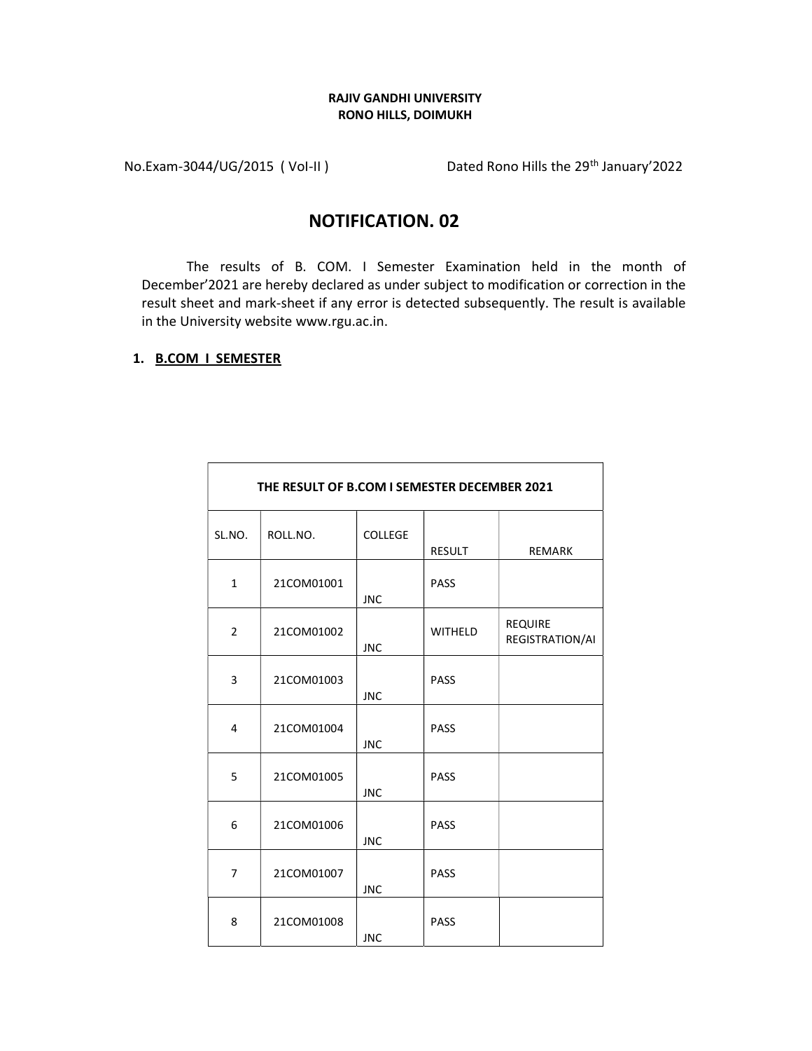**RAJIV GANDHI UNIVERSITY**
**RONO HILLS, DOIMUKH**

No.Exam-3044/UG/2015 ( Vol-II ) Dated Rono Hills the 29th January'2022

# NOTIFICATION. 02

The results of B. COM. I Semester Examination held in the month of December'2021 are hereby declared as under subject to modification or correction in the result sheet and mark-sheet if any error is detected subsequently. The result is available in the University website www.rgu.ac.in.

## 1. B.COM I SEMESTER

| THE RESULT OF B.COM I SEMESTER DECEMBER 2021 | | | | |
|---|---|---|---|---|
| SL.NO. | ROLL.NO. | COLLEGE | RESULT | REMARK |
| 1 | 21COM01001 | JNC | PASS | |
| 2 | 21COM01002 | JNC | WITHELD | REQUIRE REGISTRATION/AI |
| 3 | 21COM01003 | JNC | PASS | |
| 4 | 21COM01004 | JNC | PASS | |
| 5 | 21COM01005 | JNC | PASS | |
| 6 | 21COM01006 | JNC | PASS | |
| 7 | 21COM01007 | JNC | PASS | |
| 8 | 21COM01008 | JNC | PASS | |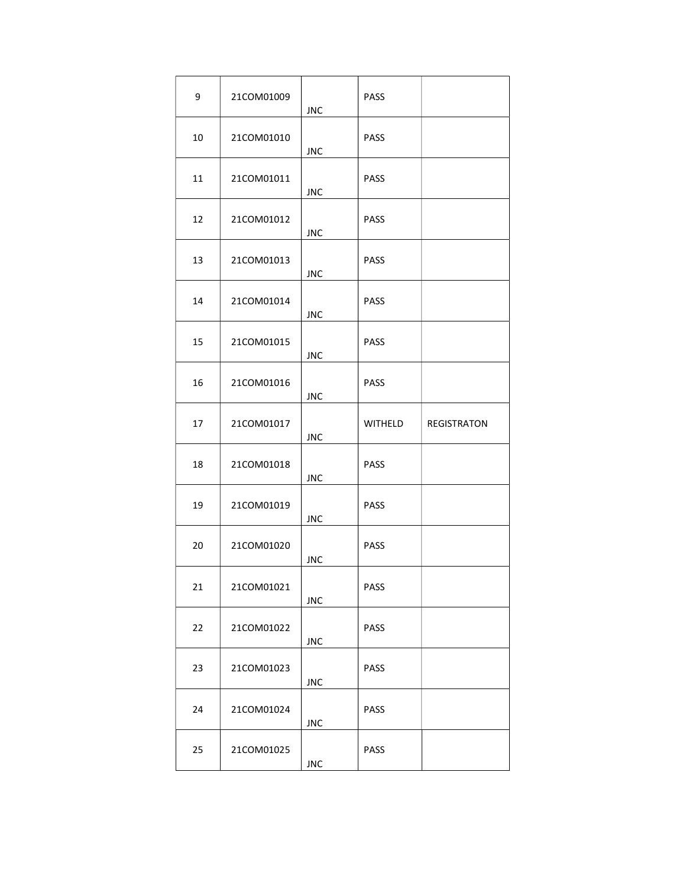| 9 | 21COM01009 | JNC | PASS | |
|---|---|---|---|---|
| 10 | 21COM01010 | JNC | PASS | |
| 11 | 21COM01011 | JNC | PASS | |
| 12 | 21COM01012 | JNC | PASS | |
| 13 | 21COM01013 | JNC | PASS | |
| 14 | 21COM01014 | JNC | PASS | |
| 15 | 21COM01015 | JNC | PASS | |
| 16 | 21COM01016 | JNC | PASS | |
| 17 | 21COM01017 | JNC | WITHELD | REGISTRATON |
| 18 | 21COM01018 | JNC | PASS | |
| 19 | 21COM01019 | JNC | PASS | |
| 20 | 21COM01020 | JNC | PASS | |
| 21 | 21COM01021 | JNC | PASS | |
| 22 | 21COM01022 | JNC | PASS | |
| 23 | 21COM01023 | JNC | PASS | |
| 24 | 21COM01024 | JNC | PASS | |
| 25 | 21COM01025 | JNC | PASS | |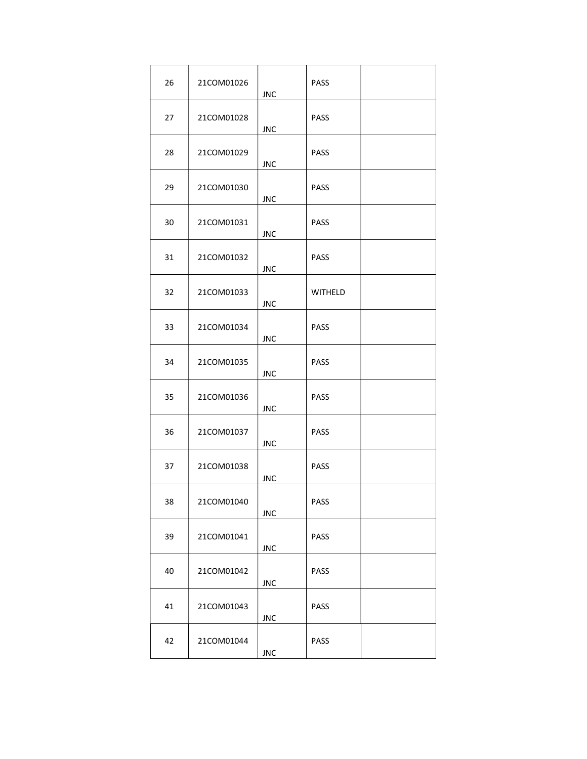| 26 | 21COM01026 | JNC | PASS | |
|---|---|---|---|---|
| 27 | 21COM01028 | JNC | PASS | |
| 28 | 21COM01029 | JNC | PASS | |
| 29 | 21COM01030 | JNC | PASS | |
| 30 | 21COM01031 | JNC | PASS | |
| 31 | 21COM01032 | JNC | PASS | |
| 32 | 21COM01033 | JNC | WITHELD | |
| 33 | 21COM01034 | JNC | PASS | |
| 34 | 21COM01035 | JNC | PASS | |
| 35 | 21COM01036 | JNC | PASS | |
| 36 | 21COM01037 | JNC | PASS | |
| 37 | 21COM01038 | JNC | PASS | |
| 38 | 21COM01040 | JNC | PASS | |
| 39 | 21COM01041 | JNC | PASS | |
| 40 | 21COM01042 | JNC | PASS | |
| 41 | 21COM01043 | JNC | PASS | |
| 42 | 21COM01044 | JNC | PASS | |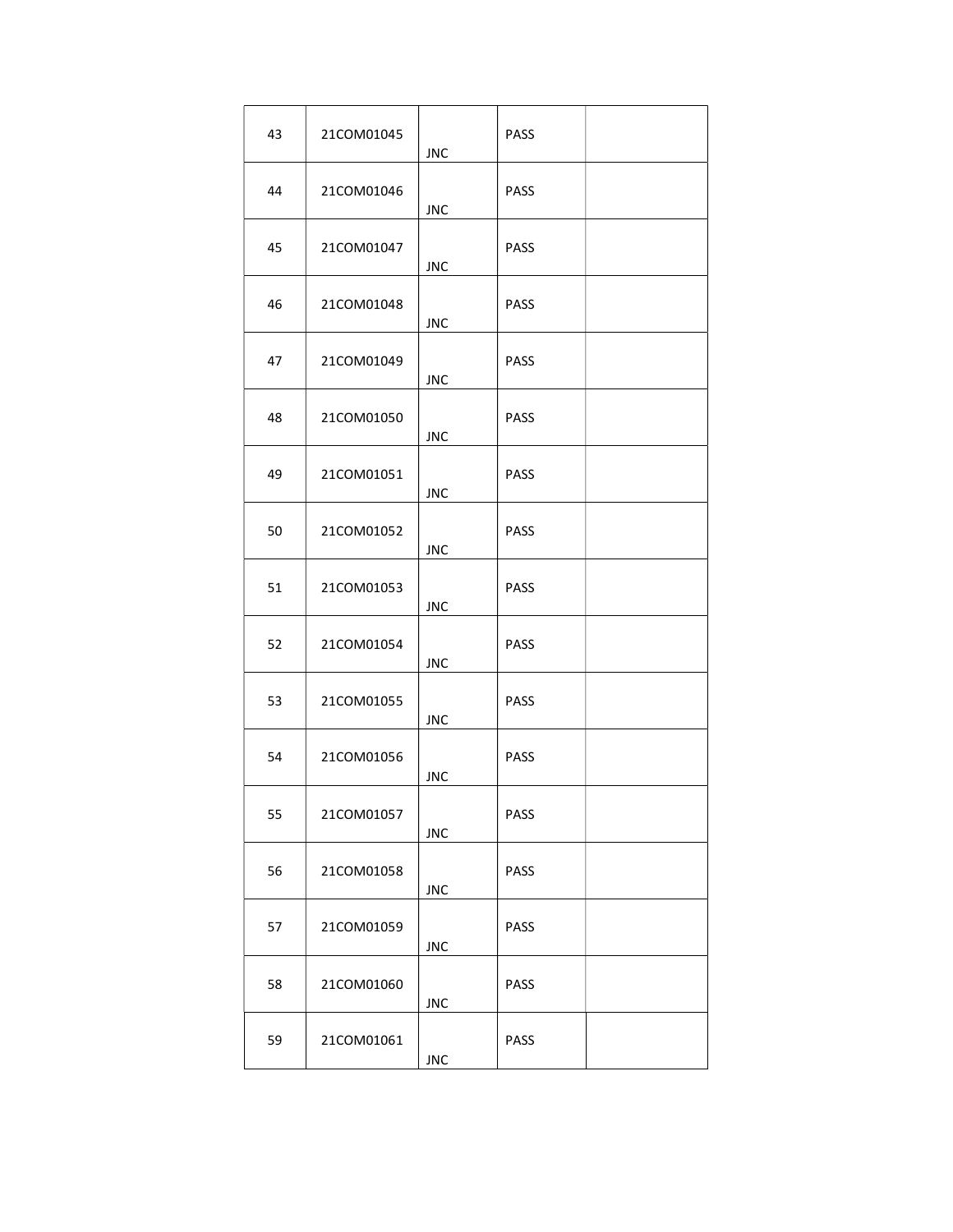| | | | | |
|---|---|---|---|---|
| 43 | 21COM01045 | JNC | PASS | |
| 44 | 21COM01046 | JNC | PASS | |
| 45 | 21COM01047 | JNC | PASS | |
| 46 | 21COM01048 | JNC | PASS | |
| 47 | 21COM01049 | JNC | PASS | |
| 48 | 21COM01050 | JNC | PASS | |
| 49 | 21COM01051 | JNC | PASS | |
| 50 | 21COM01052 | JNC | PASS | |
| 51 | 21COM01053 | JNC | PASS | |
| 52 | 21COM01054 | JNC | PASS | |
| 53 | 21COM01055 | JNC | PASS | |
| 54 | 21COM01056 | JNC | PASS | |
| 55 | 21COM01057 | JNC | PASS | |
| 56 | 21COM01058 | JNC | PASS | |
| 57 | 21COM01059 | JNC | PASS | |
| 58 | 21COM01060 | JNC | PASS | |
| 59 | 21COM01061 | JNC | PASS | |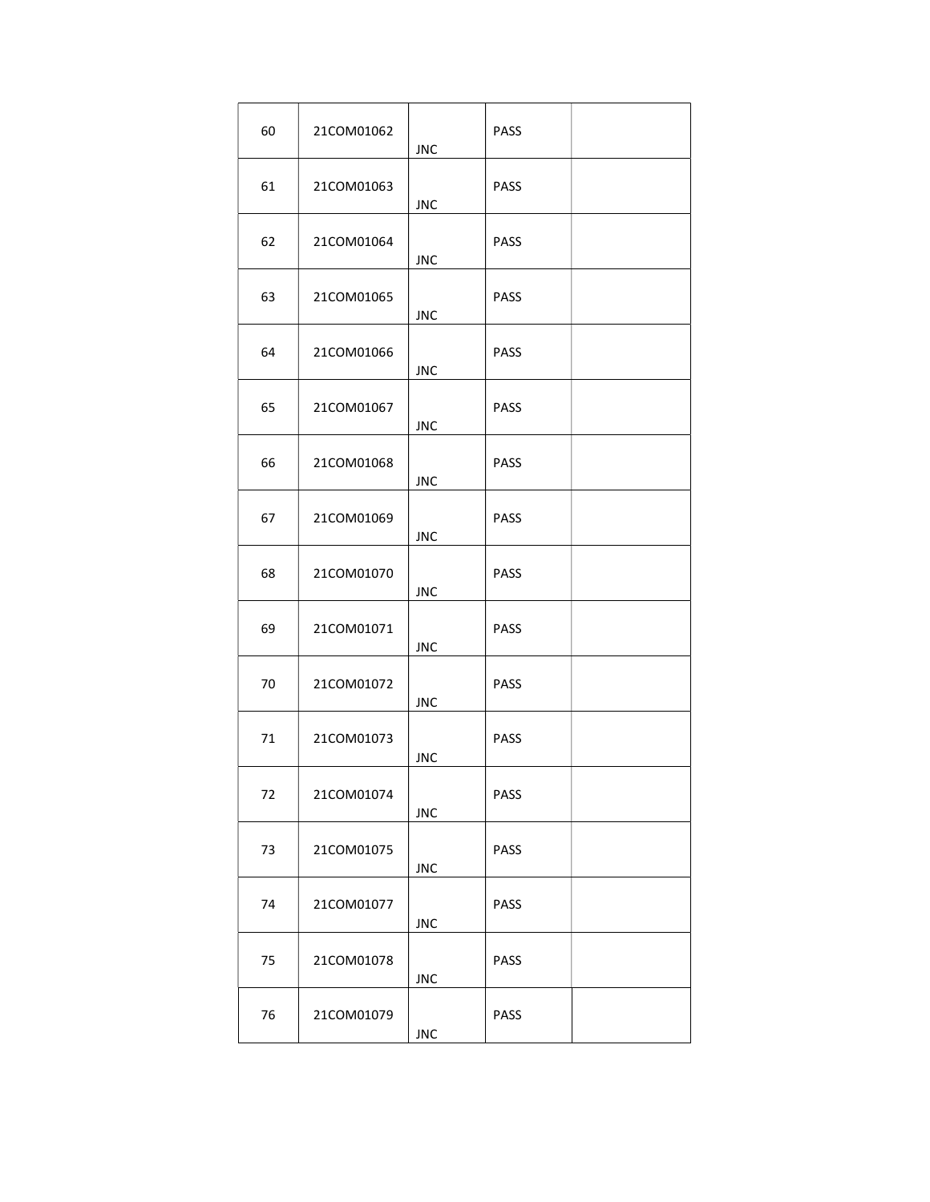| | | | | |
|---|---|---|---|---|
| 60 | 21COM01062 | JNC | PASS | |
| 61 | 21COM01063 | JNC | PASS | |
| 62 | 21COM01064 | JNC | PASS | |
| 63 | 21COM01065 | JNC | PASS | |
| 64 | 21COM01066 | JNC | PASS | |
| 65 | 21COM01067 | JNC | PASS | |
| 66 | 21COM01068 | JNC | PASS | |
| 67 | 21COM01069 | JNC | PASS | |
| 68 | 21COM01070 | JNC | PASS | |
| 69 | 21COM01071 | JNC | PASS | |
| 70 | 21COM01072 | JNC | PASS | |
| 71 | 21COM01073 | JNC | PASS | |
| 72 | 21COM01074 | JNC | PASS | |
| 73 | 21COM01075 | JNC | PASS | |
| 74 | 21COM01077 | JNC | PASS | |
| 75 | 21COM01078 | JNC | PASS | |
| 76 | 21COM01079 | JNC | PASS | |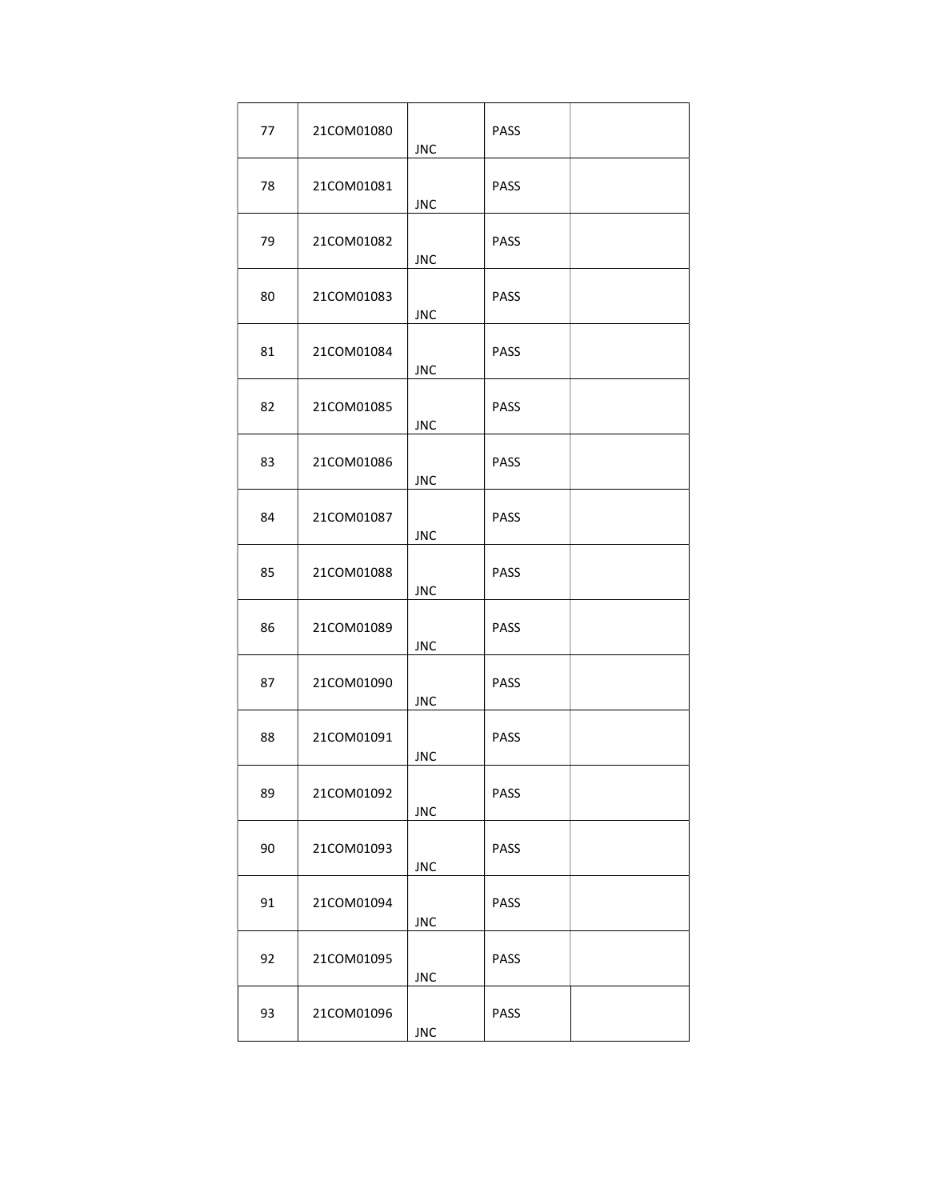| | | | | |
|---|---|---|---|---|
| 77 | 21COM01080 | JNC | PASS | |
| 78 | 21COM01081 | JNC | PASS | |
| 79 | 21COM01082 | JNC | PASS | |
| 80 | 21COM01083 | JNC | PASS | |
| 81 | 21COM01084 | JNC | PASS | |
| 82 | 21COM01085 | JNC | PASS | |
| 83 | 21COM01086 | JNC | PASS | |
| 84 | 21COM01087 | JNC | PASS | |
| 85 | 21COM01088 | JNC | PASS | |
| 86 | 21COM01089 | JNC | PASS | |
| 87 | 21COM01090 | JNC | PASS | |
| 88 | 21COM01091 | JNC | PASS | |
| 89 | 21COM01092 | JNC | PASS | |
| 90 | 21COM01093 | JNC | PASS | |
| 91 | 21COM01094 | JNC | PASS | |
| 92 | 21COM01095 | JNC | PASS | |
| 93 | 21COM01096 | JNC | PASS | |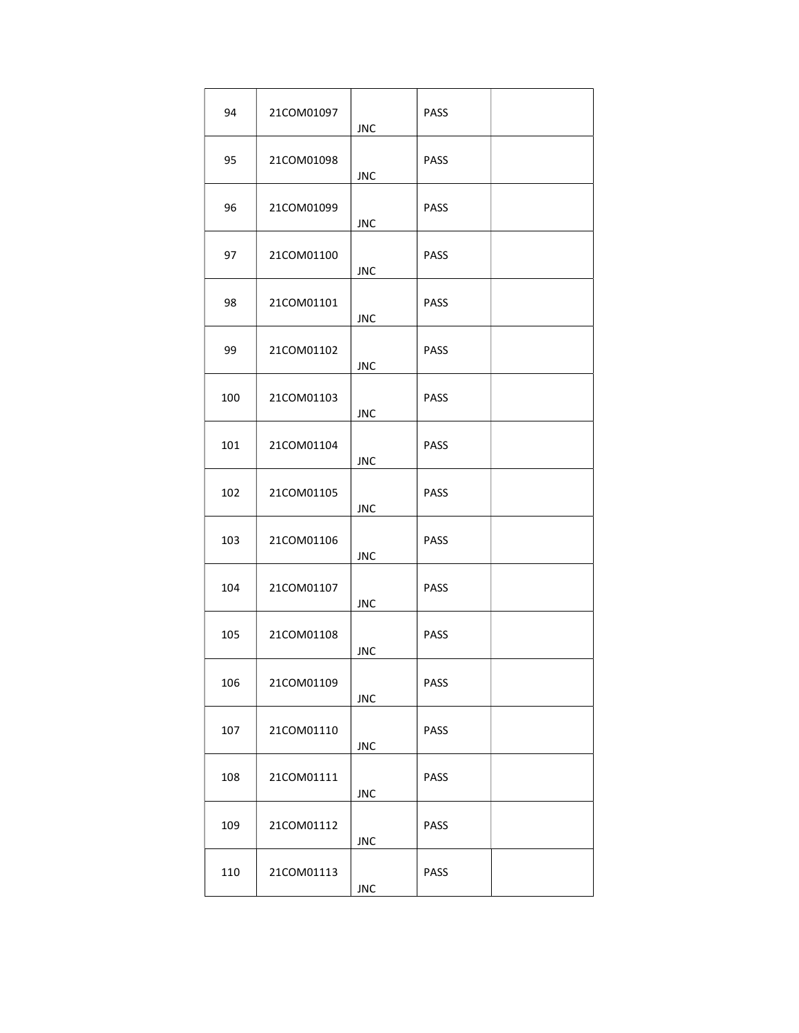| | | | | |
|---|---|---|---|---|
| 94 | 21COM01097 | JNC | PASS | |
| 95 | 21COM01098 | JNC | PASS | |
| 96 | 21COM01099 | JNC | PASS | |
| 97 | 21COM01100 | JNC | PASS | |
| 98 | 21COM01101 | JNC | PASS | |
| 99 | 21COM01102 | JNC | PASS | |
| 100 | 21COM01103 | JNC | PASS | |
| 101 | 21COM01104 | JNC | PASS | |
| 102 | 21COM01105 | JNC | PASS | |
| 103 | 21COM01106 | JNC | PASS | |
| 104 | 21COM01107 | JNC | PASS | |
| 105 | 21COM01108 | JNC | PASS | |
| 106 | 21COM01109 | JNC | PASS | |
| 107 | 21COM01110 | JNC | PASS | |
| 108 | 21COM01111 | JNC | PASS | |
| 109 | 21COM01112 | JNC | PASS | |
| 110 | 21COM01113 | JNC | PASS | |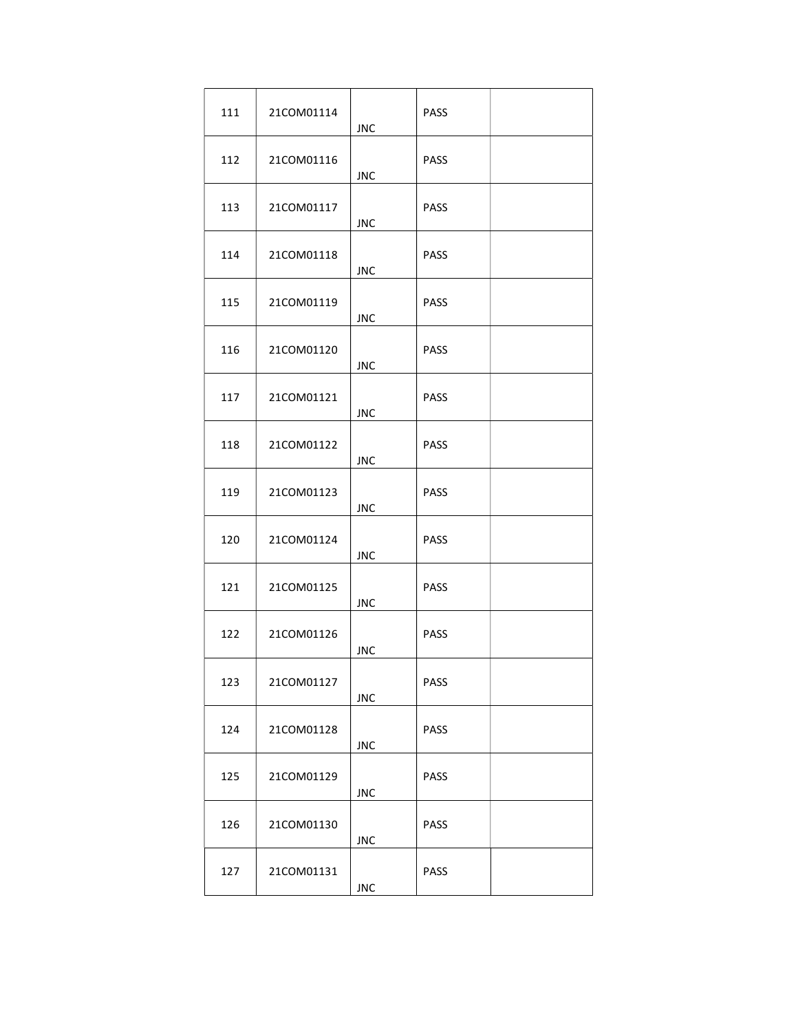| 111 | 21COM01114 | JNC | PASS | |
|---|---|---|---|---|
| 112 | 21COM01116 | JNC | PASS | |
| 113 | 21COM01117 | JNC | PASS | |
| 114 | 21COM01118 | JNC | PASS | |
| 115 | 21COM01119 | JNC | PASS | |
| 116 | 21COM01120 | JNC | PASS | |
| 117 | 21COM01121 | JNC | PASS | |
| 118 | 21COM01122 | JNC | PASS | |
| 119 | 21COM01123 | JNC | PASS | |
| 120 | 21COM01124 | JNC | PASS | |
| 121 | 21COM01125 | JNC | PASS | |
| 122 | 21COM01126 | JNC | PASS | |
| 123 | 21COM01127 | JNC | PASS | |
| 124 | 21COM01128 | JNC | PASS | |
| 125 | 21COM01129 | JNC | PASS | |
| 126 | 21COM01130 | JNC | PASS | |
| 127 | 21COM01131 | JNC | PASS | |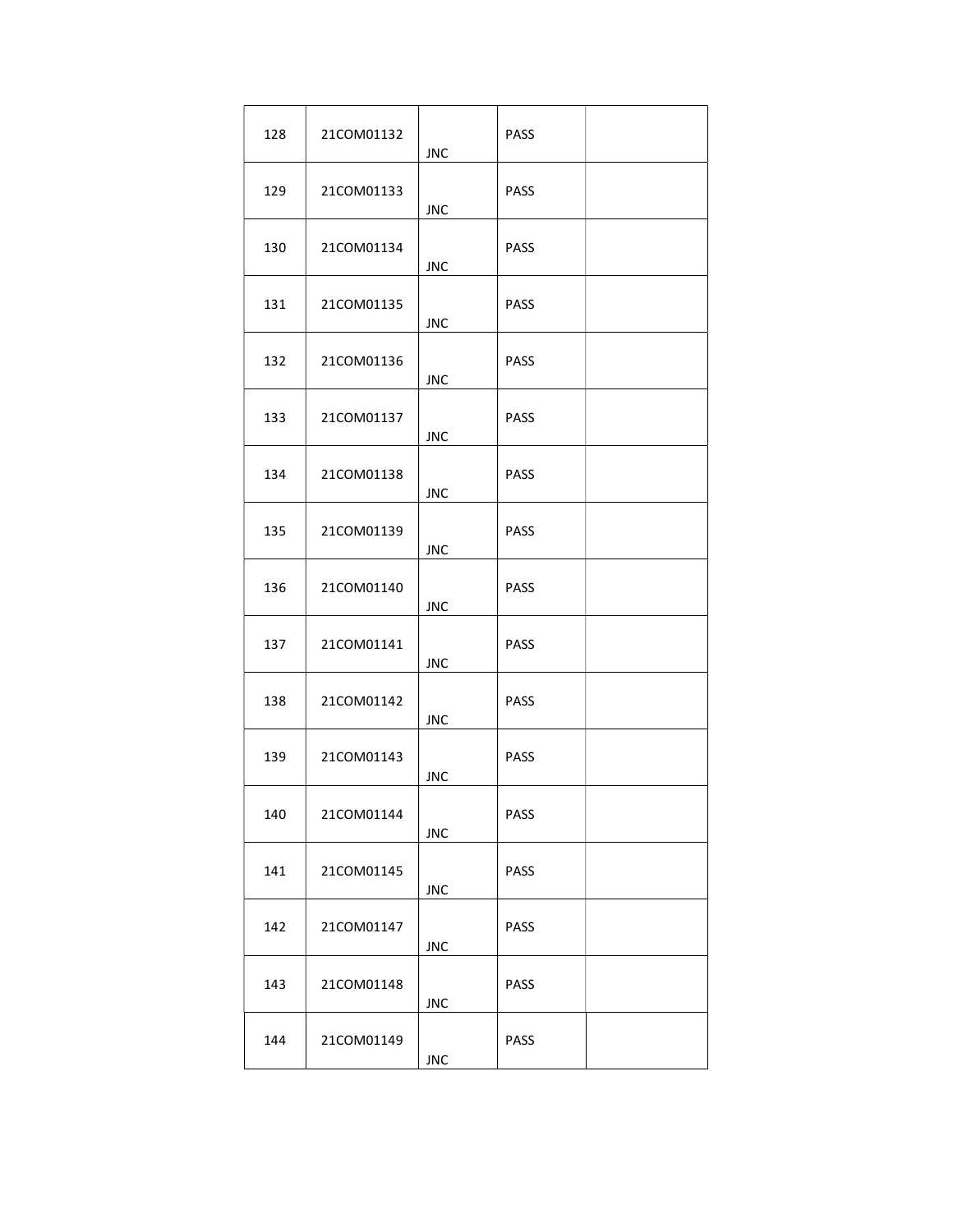| | | | | |
|---|---|---|---|---|
| 128 | 21COM01132 | JNC | PASS | |
| 129 | 21COM01133 | JNC | PASS | |
| 130 | 21COM01134 | JNC | PASS | |
| 131 | 21COM01135 | JNC | PASS | |
| 132 | 21COM01136 | JNC | PASS | |
| 133 | 21COM01137 | JNC | PASS | |
| 134 | 21COM01138 | JNC | PASS | |
| 135 | 21COM01139 | JNC | PASS | |
| 136 | 21COM01140 | JNC | PASS | |
| 137 | 21COM01141 | JNC | PASS | |
| 138 | 21COM01142 | JNC | PASS | |
| 139 | 21COM01143 | JNC | PASS | |
| 140 | 21COM01144 | JNC | PASS | |
| 141 | 21COM01145 | JNC | PASS | |
| 142 | 21COM01147 | JNC | PASS | |
| 143 | 21COM01148 | JNC | PASS | |
| 144 | 21COM01149 | JNC | PASS | |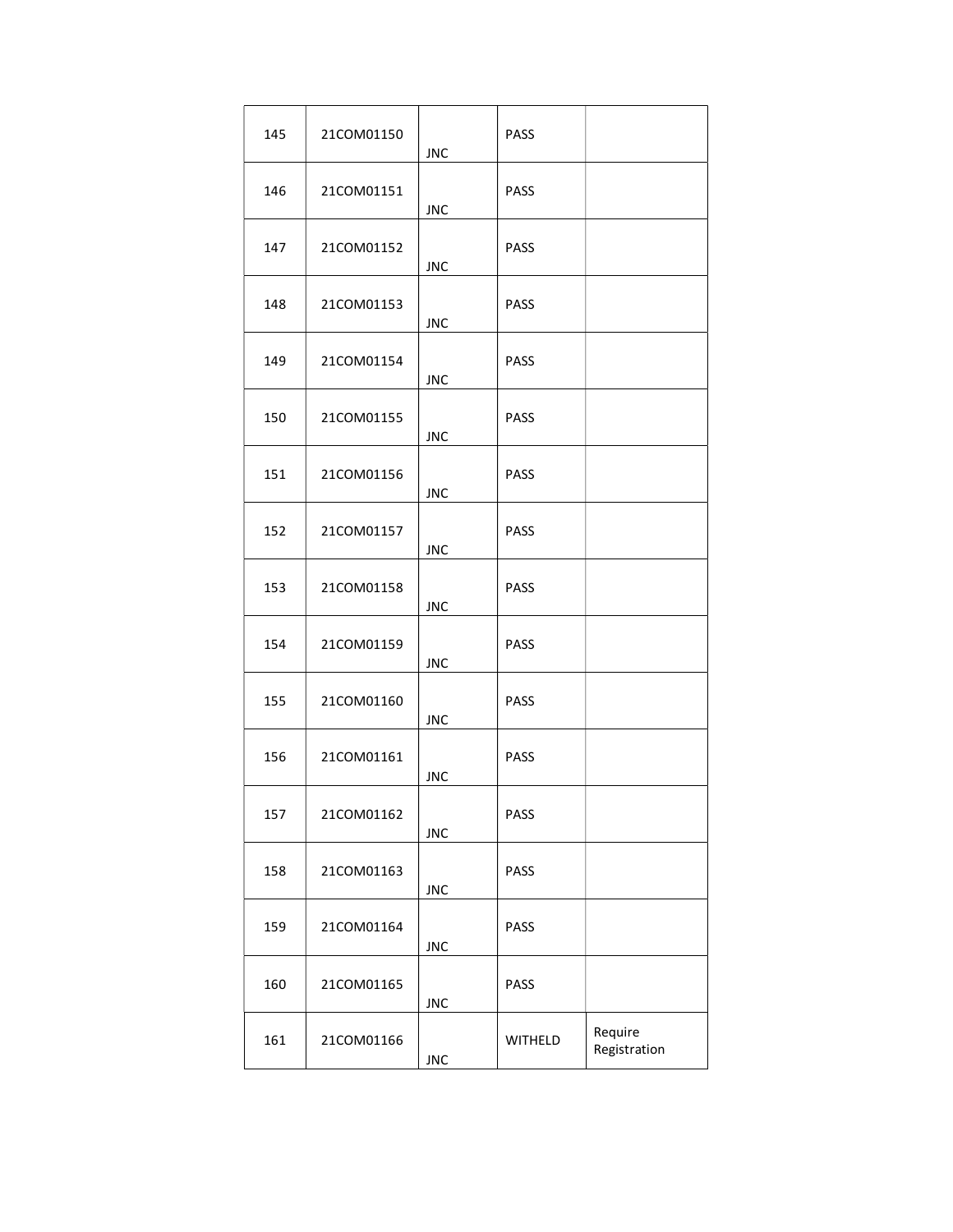| 145 | 21COM01150 | JNC | PASS | |
|---|---|---|---|---|
| 146 | 21COM01151 | JNC | PASS | |
| 147 | 21COM01152 | JNC | PASS | |
| 148 | 21COM01153 | JNC | PASS | |
| 149 | 21COM01154 | JNC | PASS | |
| 150 | 21COM01155 | JNC | PASS | |
| 151 | 21COM01156 | JNC | PASS | |
| 152 | 21COM01157 | JNC | PASS | |
| 153 | 21COM01158 | JNC | PASS | |
| 154 | 21COM01159 | JNC | PASS | |
| 155 | 21COM01160 | JNC | PASS | |
| 156 | 21COM01161 | JNC | PASS | |
| 157 | 21COM01162 | JNC | PASS | |
| 158 | 21COM01163 | JNC | PASS | |
| 159 | 21COM01164 | JNC | PASS | |
| 160 | 21COM01165 | JNC | PASS | |
| 161 | 21COM01166 | JNC | WITHELD | Require Registration |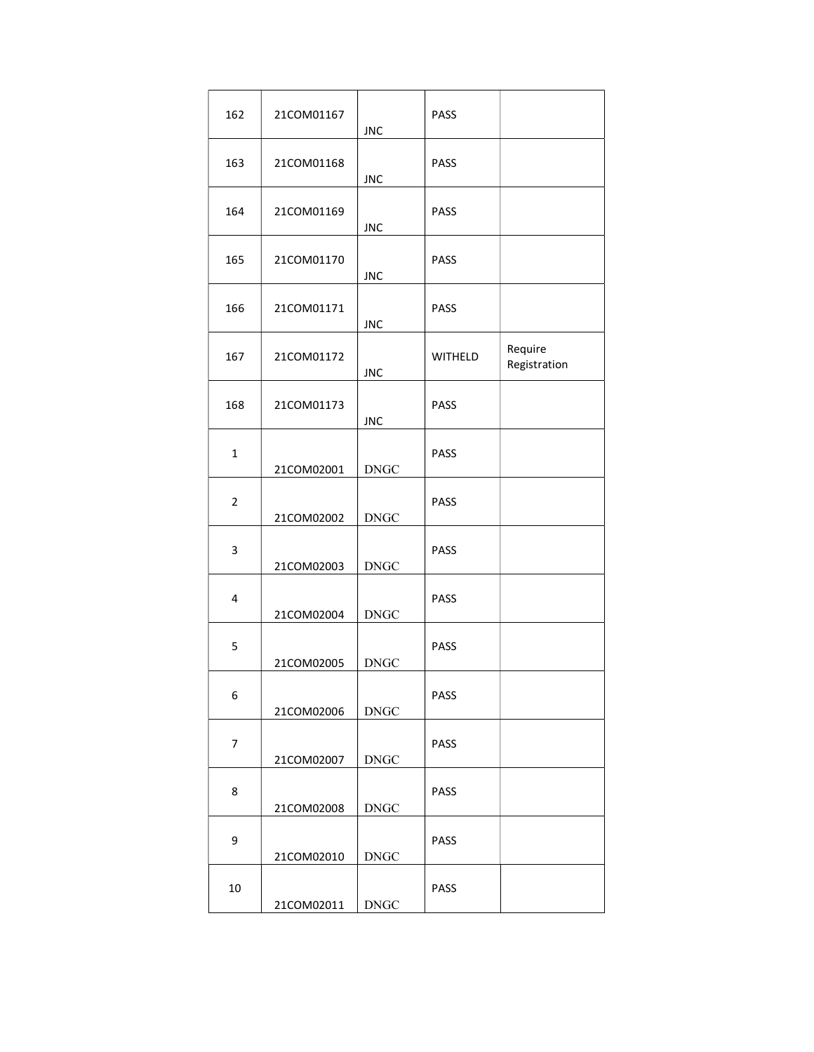| | | | | |
|---|---|---|---|---|
| 162 | 21COM01167 | JNC | PASS | |
| 163 | 21COM01168 | JNC | PASS | |
| 164 | 21COM01169 | JNC | PASS | |
| 165 | 21COM01170 | JNC | PASS | |
| 166 | 21COM01171 | JNC | PASS | |
| 167 | 21COM01172 | JNC | WITHELD | Require Registration |
| 168 | 21COM01173 | JNC | PASS | |
| 1 | 21COM02001 | DNGC | PASS | |
| 2 | 21COM02002 | DNGC | PASS | |
| 3 | 21COM02003 | DNGC | PASS | |
| 4 | 21COM02004 | DNGC | PASS | |
| 5 | 21COM02005 | DNGC | PASS | |
| 6 | 21COM02006 | DNGC | PASS | |
| 7 | 21COM02007 | DNGC | PASS | |
| 8 | 21COM02008 | DNGC | PASS | |
| 9 | 21COM02010 | DNGC | PASS | |
| 10 | 21COM02011 | DNGC | PASS | |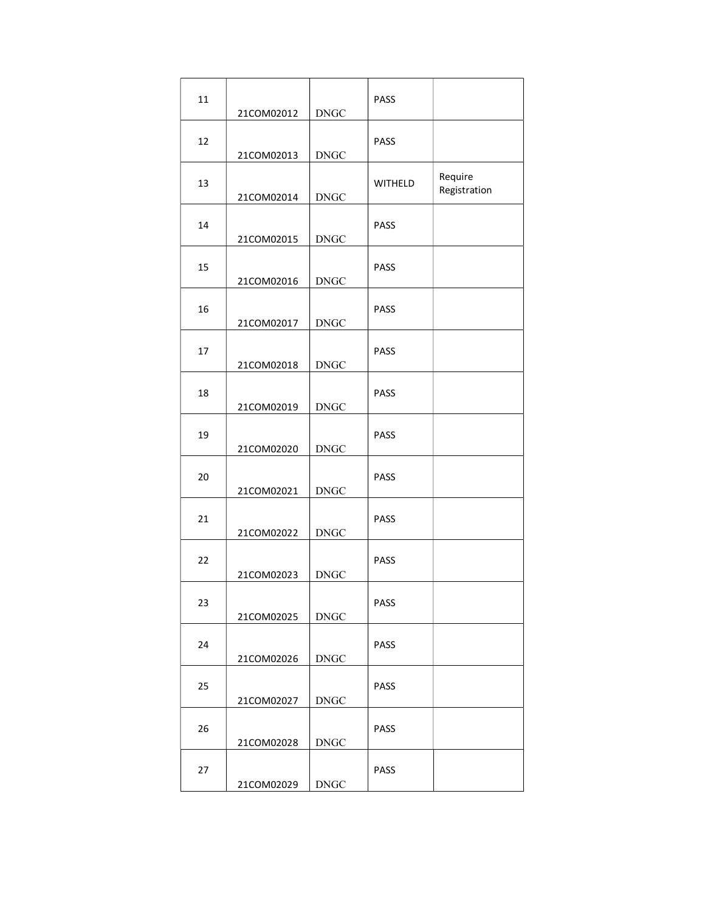| | | | | |
|---|---|---|---|---|
| 11 | 21COM02012 | DNGC | PASS | |
| 12 | 21COM02013 | DNGC | PASS | |
| 13 | 21COM02014 | DNGC | WITHELD | Require Registration |
| 14 | 21COM02015 | DNGC | PASS | |
| 15 | 21COM02016 | DNGC | PASS | |
| 16 | 21COM02017 | DNGC | PASS | |
| 17 | 21COM02018 | DNGC | PASS | |
| 18 | 21COM02019 | DNGC | PASS | |
| 19 | 21COM02020 | DNGC | PASS | |
| 20 | 21COM02021 | DNGC | PASS | |
| 21 | 21COM02022 | DNGC | PASS | |
| 22 | 21COM02023 | DNGC | PASS | |
| 23 | 21COM02025 | DNGC | PASS | |
| 24 | 21COM02026 | DNGC | PASS | |
| 25 | 21COM02027 | DNGC | PASS | |
| 26 | 21COM02028 | DNGC | PASS | |
| 27 | 21COM02029 | DNGC | PASS | |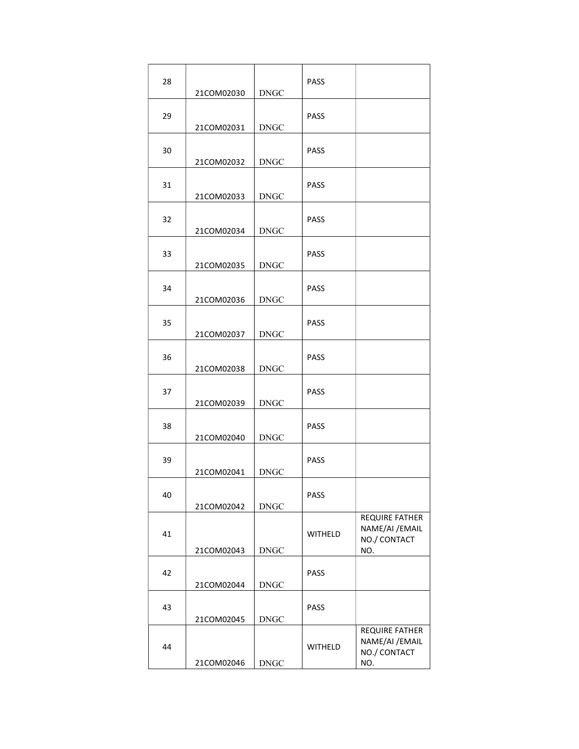| 28 | 21COM02030 | DNGC | PASS | |
|---|---|---|---|---|
| 29 | 21COM02031 | DNGC | PASS | |
| 30 | 21COM02032 | DNGC | PASS | |
| 31 | 21COM02033 | DNGC | PASS | |
| 32 | 21COM02034 | DNGC | PASS | |
| 33 | 21COM02035 | DNGC | PASS | |
| 34 | 21COM02036 | DNGC | PASS | |
| 35 | 21COM02037 | DNGC | PASS | |
| 36 | 21COM02038 | DNGC | PASS | |
| 37 | 21COM02039 | DNGC | PASS | |
| 38 | 21COM02040 | DNGC | PASS | |
| 39 | 21COM02041 | DNGC | PASS | |
| 40 | 21COM02042 | DNGC | PASS | |
| 41 | 21COM02043 | DNGC | WITHELD | REQUIRE FATHER NAME/AI /EMAIL NO./ CONTACT NO. |
| 42 | 21COM02044 | DNGC | PASS | |
| 43 | 21COM02045 | DNGC | PASS | |
| 44 | 21COM02046 | DNGC | WITHELD | REQUIRE FATHER NAME/AI /EMAIL NO./ CONTACT NO. |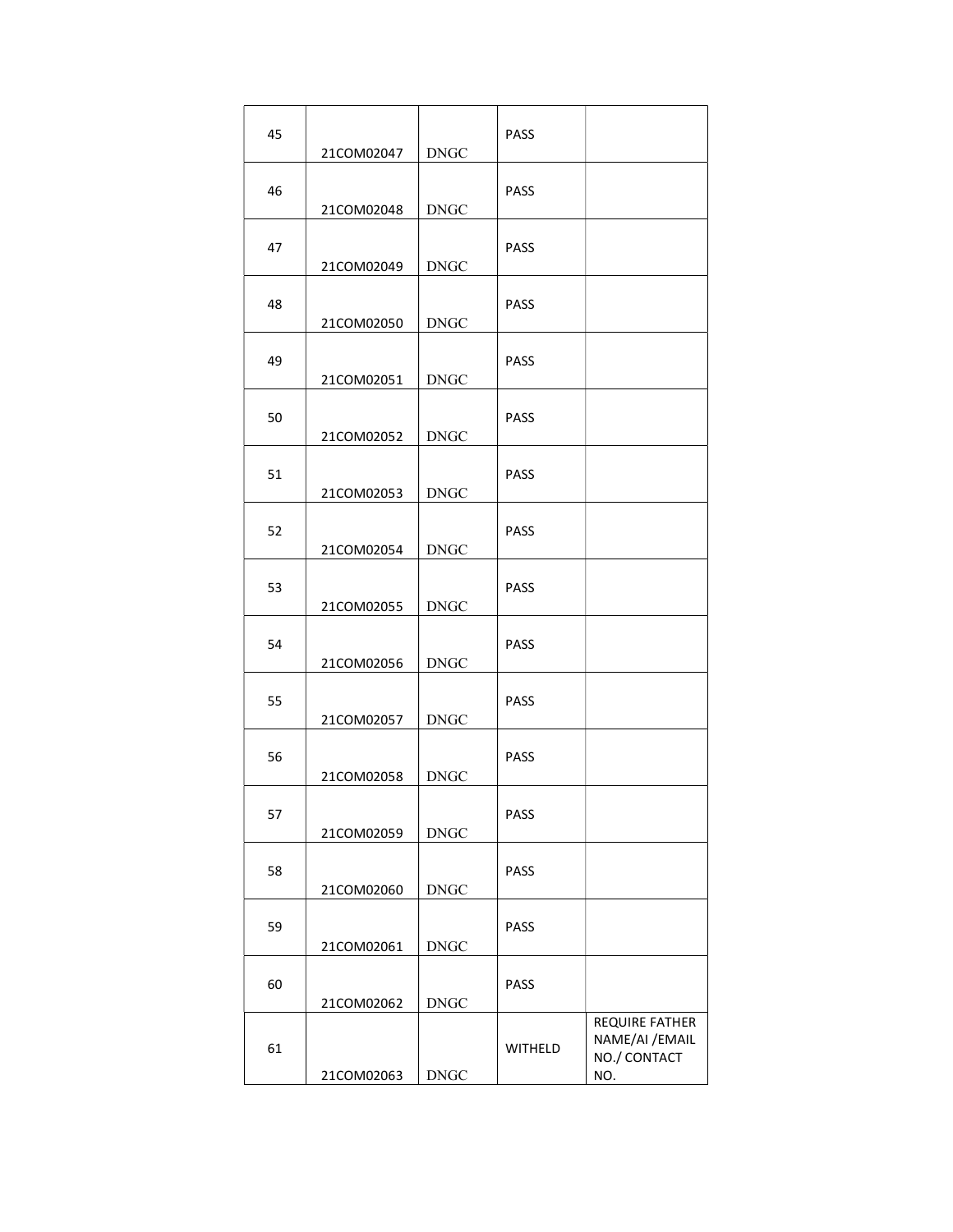| 45 | 21COM02047 | DNGC | PASS | |
|---|---|---|---|---|
| 46 | 21COM02048 | DNGC | PASS | |
| 47 | 21COM02049 | DNGC | PASS | |
| 48 | 21COM02050 | DNGC | PASS | |
| 49 | 21COM02051 | DNGC | PASS | |
| 50 | 21COM02052 | DNGC | PASS | |
| 51 | 21COM02053 | DNGC | PASS | |
| 52 | 21COM02054 | DNGC | PASS | |
| 53 | 21COM02055 | DNGC | PASS | |
| 54 | 21COM02056 | DNGC | PASS | |
| 55 | 21COM02057 | DNGC | PASS | |
| 56 | 21COM02058 | DNGC | PASS | |
| 57 | 21COM02059 | DNGC | PASS | |
| 58 | 21COM02060 | DNGC | PASS | |
| 59 | 21COM02061 | DNGC | PASS | |
| 60 | 21COM02062 | DNGC | PASS | |
| 61 | 21COM02063 | DNGC | WITHELD | REQUIRE FATHER NAME/AI /EMAIL NO./ CONTACT NO. |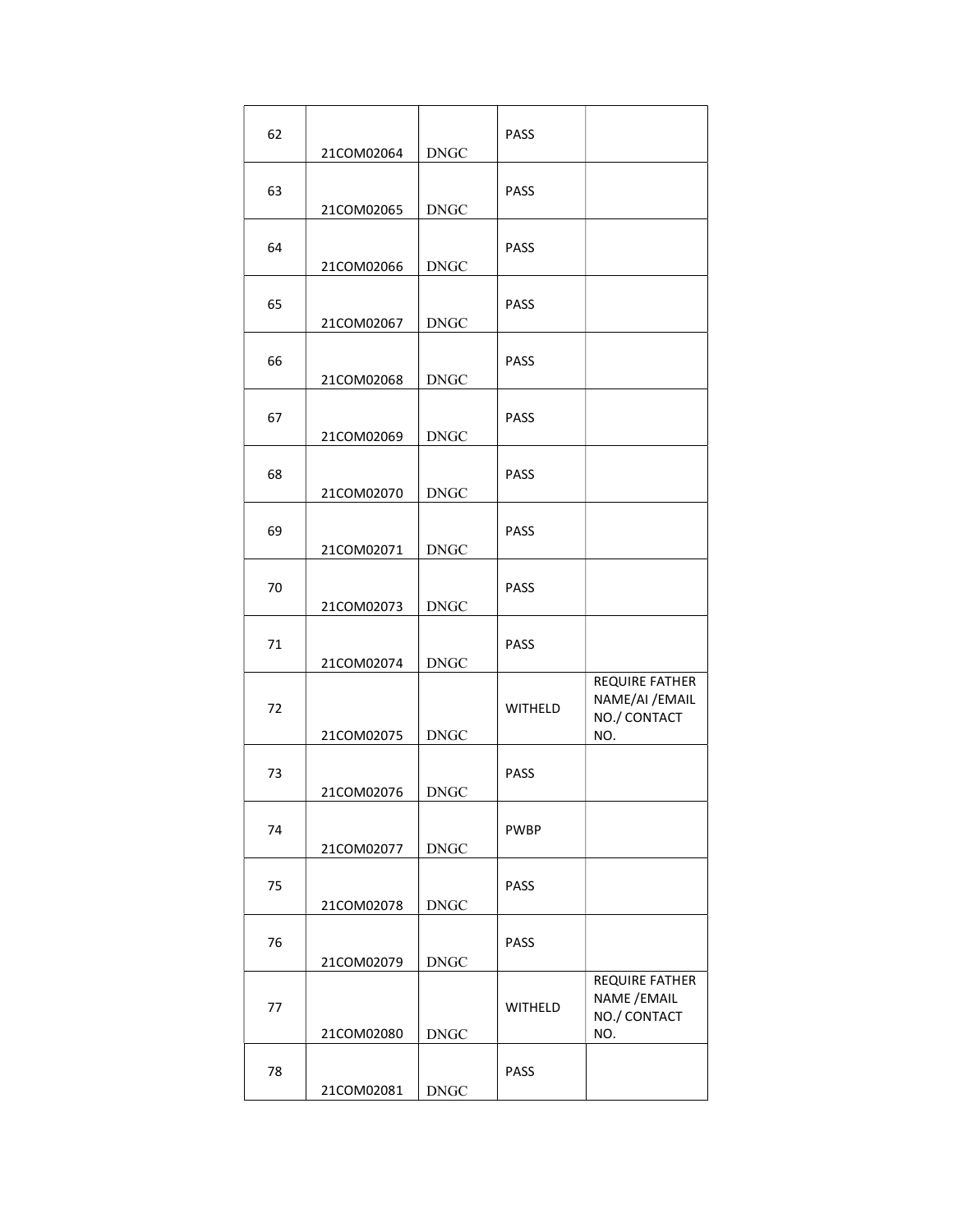| 62 | 21COM02064 | DNGC | PASS | |
|---|---|---|---|---|
| 63 | 21COM02065 | DNGC | PASS | |
| 64 | 21COM02066 | DNGC | PASS | |
| 65 | 21COM02067 | DNGC | PASS | |
| 66 | 21COM02068 | DNGC | PASS | |
| 67 | 21COM02069 | DNGC | PASS | |
| 68 | 21COM02070 | DNGC | PASS | |
| 69 | 21COM02071 | DNGC | PASS | |
| 70 | 21COM02073 | DNGC | PASS | |
| 71 | 21COM02074 | DNGC | PASS | |
| 72 | 21COM02075 | DNGC | WITHELD | REQUIRE FATHER NAME/AI /EMAIL NO./ CONTACT NO. |
| 73 | 21COM02076 | DNGC | PASS | |
| 74 | 21COM02077 | DNGC | PWBP | |
| 75 | 21COM02078 | DNGC | PASS | |
| 76 | 21COM02079 | DNGC | PASS | |
| 77 | 21COM02080 | DNGC | WITHELD | REQUIRE FATHER NAME /EMAIL NO./ CONTACT NO. |
| 78 | 21COM02081 | DNGC | PASS | |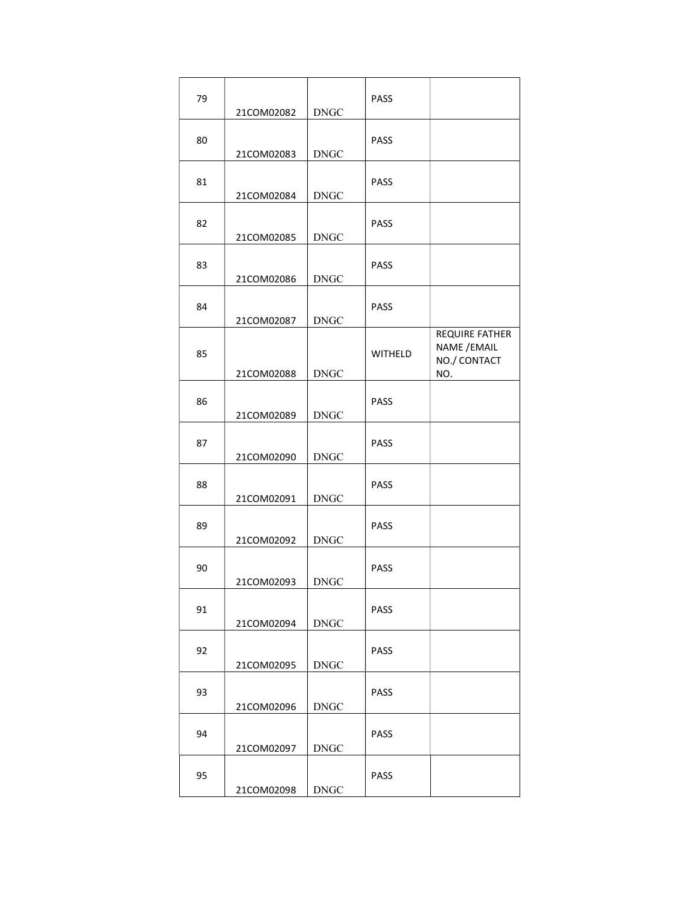| 79 | 21COM02082 | DNGC | PASS | |
|---|---|---|---|---|
| 80 | 21COM02083 | DNGC | PASS | |
| 81 | 21COM02084 | DNGC | PASS | |
| 82 | 21COM02085 | DNGC | PASS | |
| 83 | 21COM02086 | DNGC | PASS | |
| 84 | 21COM02087 | DNGC | PASS | |
| 85 | 21COM02088 | DNGC | WITHELD | REQUIRE FATHER NAME /EMAIL NO./ CONTACT NO. |
| 86 | 21COM02089 | DNGC | PASS | |
| 87 | 21COM02090 | DNGC | PASS | |
| 88 | 21COM02091 | DNGC | PASS | |
| 89 | 21COM02092 | DNGC | PASS | |
| 90 | 21COM02093 | DNGC | PASS | |
| 91 | 21COM02094 | DNGC | PASS | |
| 92 | 21COM02095 | DNGC | PASS | |
| 93 | 21COM02096 | DNGC | PASS | |
| 94 | 21COM02097 | DNGC | PASS | |
| 95 | 21COM02098 | DNGC | PASS | |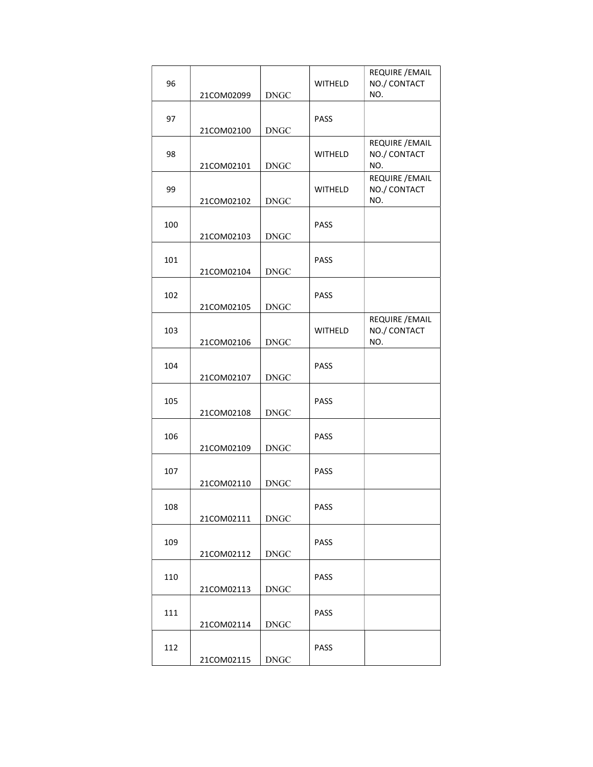| | | | | |
|---|---|---|---|---|
| 96 | 21COM02099 | DNGC | WITHELD | REQUIRE /EMAIL NO./ CONTACT NO. |
| 97 | 21COM02100 | DNGC | PASS | |
| 98 | 21COM02101 | DNGC | WITHELD | REQUIRE /EMAIL NO./ CONTACT NO. |
| 99 | 21COM02102 | DNGC | WITHELD | REQUIRE /EMAIL NO./ CONTACT NO. |
| 100 | 21COM02103 | DNGC | PASS | |
| 101 | 21COM02104 | DNGC | PASS | |
| 102 | 21COM02105 | DNGC | PASS | |
| 103 | 21COM02106 | DNGC | WITHELD | REQUIRE /EMAIL NO./ CONTACT NO. |
| 104 | 21COM02107 | DNGC | PASS | |
| 105 | 21COM02108 | DNGC | PASS | |
| 106 | 21COM02109 | DNGC | PASS | |
| 107 | 21COM02110 | DNGC | PASS | |
| 108 | 21COM02111 | DNGC | PASS | |
| 109 | 21COM02112 | DNGC | PASS | |
| 110 | 21COM02113 | DNGC | PASS | |
| 111 | 21COM02114 | DNGC | PASS | |
| 112 | 21COM02115 | DNGC | PASS | |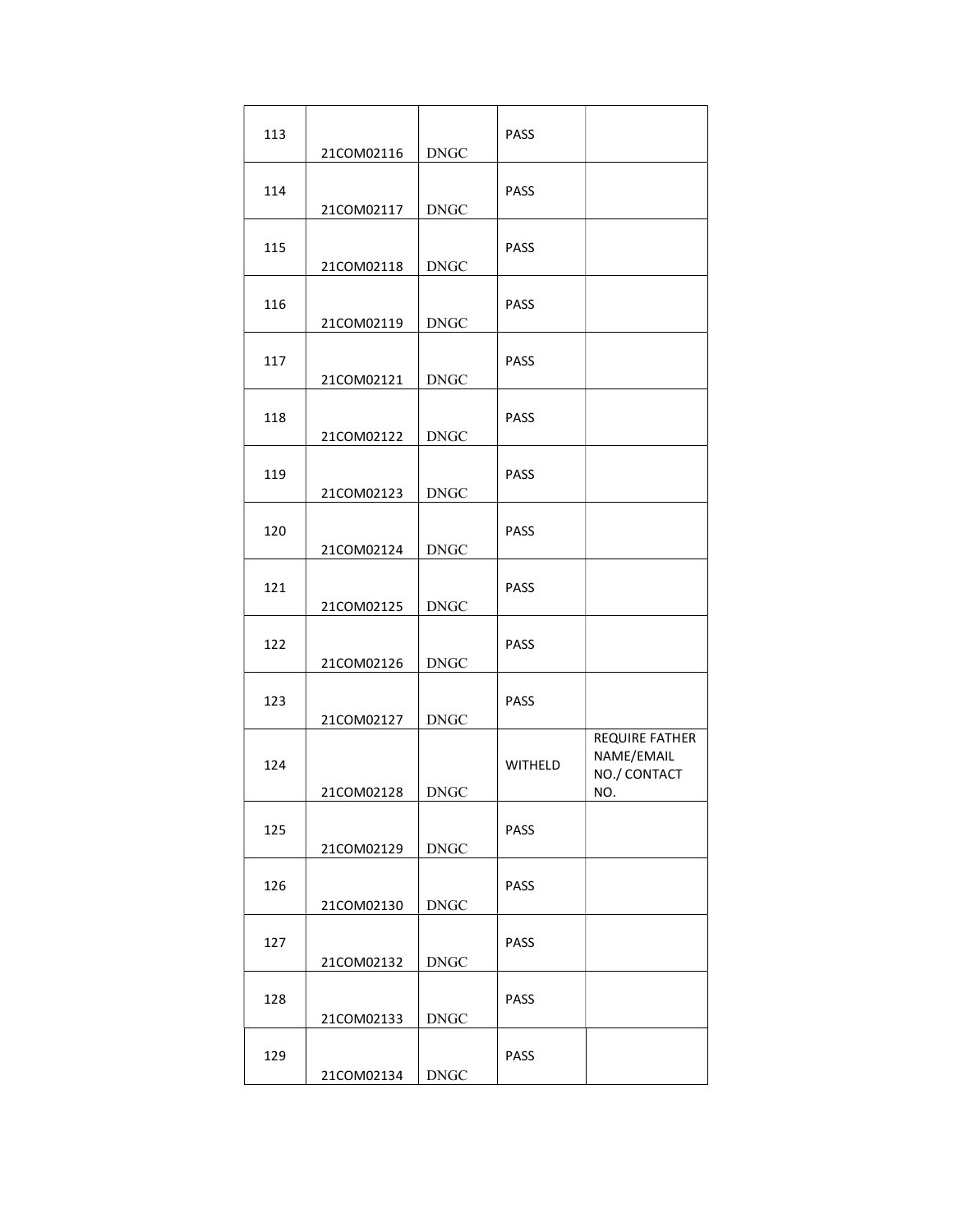| 113 | 21COM02116 | DNGC | PASS | |
|---|---|---|---|---|
| 114 | 21COM02117 | DNGC | PASS | |
| 115 | 21COM02118 | DNGC | PASS | |
| 116 | 21COM02119 | DNGC | PASS | |
| 117 | 21COM02121 | DNGC | PASS | |
| 118 | 21COM02122 | DNGC | PASS | |
| 119 | 21COM02123 | DNGC | PASS | |
| 120 | 21COM02124 | DNGC | PASS | |
| 121 | 21COM02125 | DNGC | PASS | |
| 122 | 21COM02126 | DNGC | PASS | |
| 123 | 21COM02127 | DNGC | PASS | |
| 124 | 21COM02128 | DNGC | WITHELD | REQUIRE FATHER NAME/EMAIL NO./ CONTACT NO. |
| 125 | 21COM02129 | DNGC | PASS | |
| 126 | 21COM02130 | DNGC | PASS | |
| 127 | 21COM02132 | DNGC | PASS | |
| 128 | 21COM02133 | DNGC | PASS | |
| 129 | 21COM02134 | DNGC | PASS | |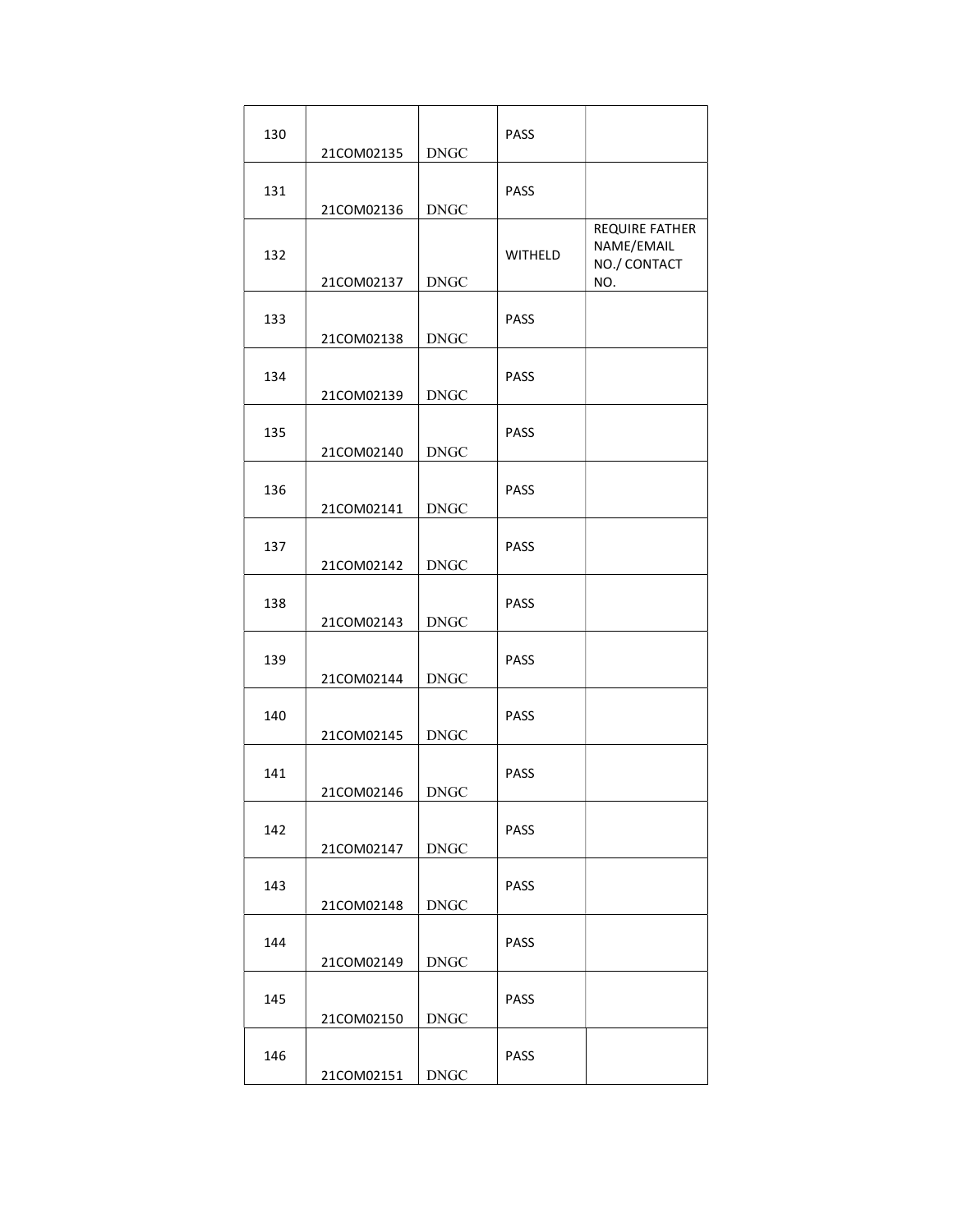| 130 | 21COM02135 | DNGC | PASS | |
|---|---|---|---|---|
| 131 | 21COM02136 | DNGC | PASS | |
| 132 | 21COM02137 | DNGC | WITHELD | REQUIRE FATHER NAME/EMAIL NO./ CONTACT NO. |
| 133 | 21COM02138 | DNGC | PASS | |
| 134 | 21COM02139 | DNGC | PASS | |
| 135 | 21COM02140 | DNGC | PASS | |
| 136 | 21COM02141 | DNGC | PASS | |
| 137 | 21COM02142 | DNGC | PASS | |
| 138 | 21COM02143 | DNGC | PASS | |
| 139 | 21COM02144 | DNGC | PASS | |
| 140 | 21COM02145 | DNGC | PASS | |
| 141 | 21COM02146 | DNGC | PASS | |
| 142 | 21COM02147 | DNGC | PASS | |
| 143 | 21COM02148 | DNGC | PASS | |
| 144 | 21COM02149 | DNGC | PASS | |
| 145 | 21COM02150 | DNGC | PASS | |
| 146 | 21COM02151 | DNGC | PASS | |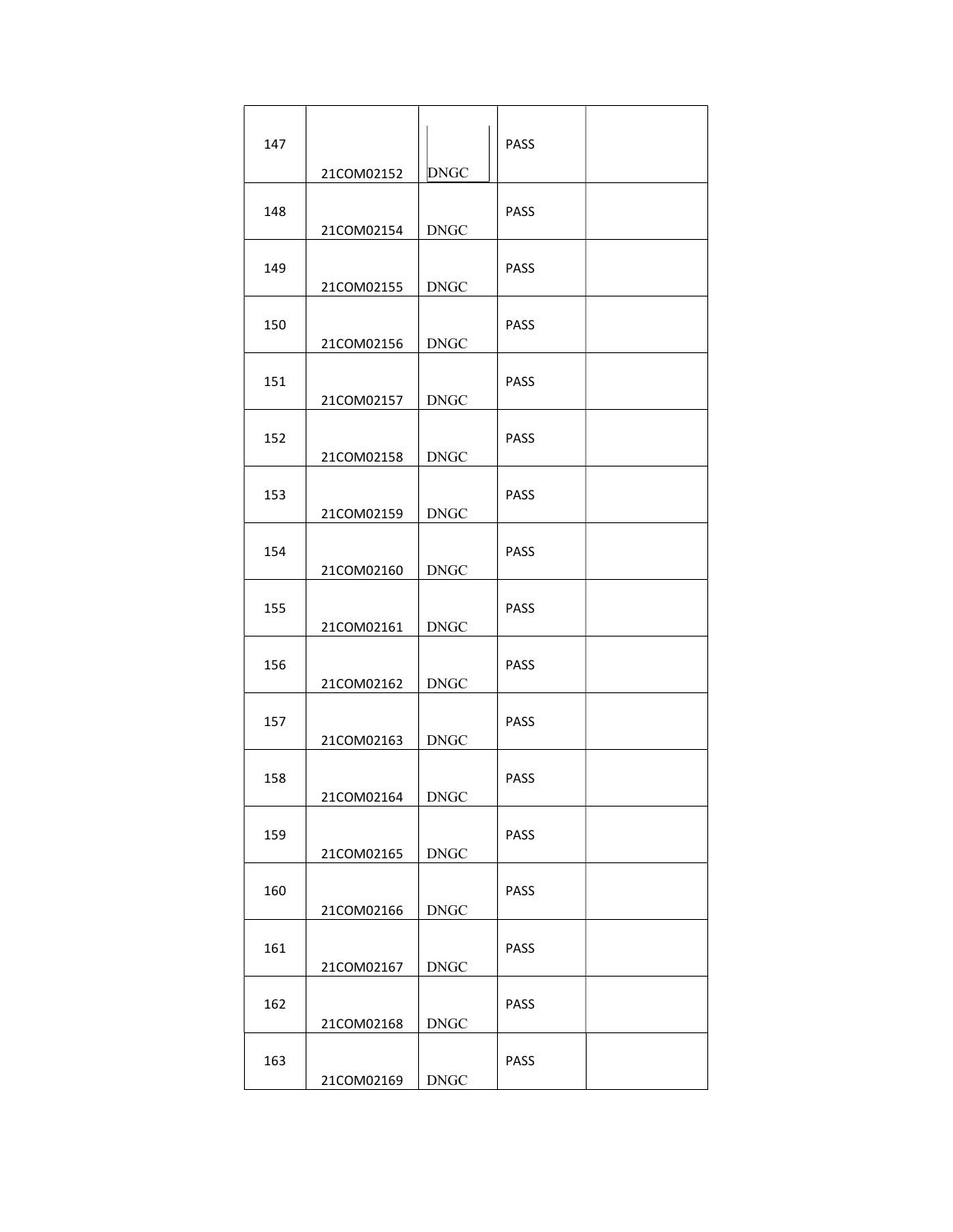| | | | | |
|---|---|---|---|---|
| 147 | 21COM02152 | DNGC | PASS | |
| 148 | 21COM02154 | DNGC | PASS | |
| 149 | 21COM02155 | DNGC | PASS | |
| 150 | 21COM02156 | DNGC | PASS | |
| 151 | 21COM02157 | DNGC | PASS | |
| 152 | 21COM02158 | DNGC | PASS | |
| 153 | 21COM02159 | DNGC | PASS | |
| 154 | 21COM02160 | DNGC | PASS | |
| 155 | 21COM02161 | DNGC | PASS | |
| 156 | 21COM02162 | DNGC | PASS | |
| 157 | 21COM02163 | DNGC | PASS | |
| 158 | 21COM02164 | DNGC | PASS | |
| 159 | 21COM02165 | DNGC | PASS | |
| 160 | 21COM02166 | DNGC | PASS | |
| 161 | 21COM02167 | DNGC | PASS | |
| 162 | 21COM02168 | DNGC | PASS | |
| 163 | 21COM02169 | DNGC | PASS | |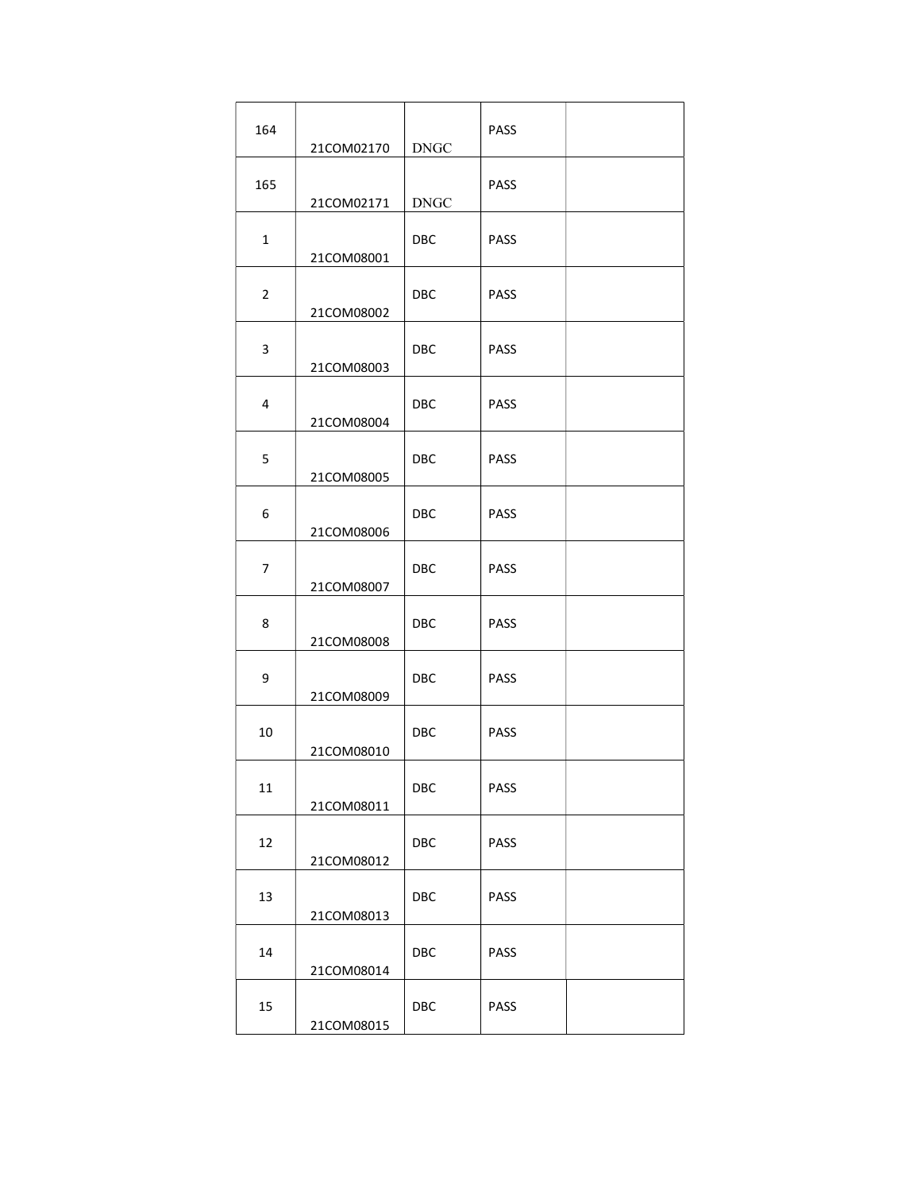| 164 | 21COM02170 | DNGC | PASS | |
|---|---|---|---|---|
| 165 | 21COM02171 | DNGC | PASS | |
| 1 | 21COM08001 | DBC | PASS | |
| 2 | 21COM08002 | DBC | PASS | |
| 3 | 21COM08003 | DBC | PASS | |
| 4 | 21COM08004 | DBC | PASS | |
| 5 | 21COM08005 | DBC | PASS | |
| 6 | 21COM08006 | DBC | PASS | |
| 7 | 21COM08007 | DBC | PASS | |
| 8 | 21COM08008 | DBC | PASS | |
| 9 | 21COM08009 | DBC | PASS | |
| 10 | 21COM08010 | DBC | PASS | |
| 11 | 21COM08011 | DBC | PASS | |
| 12 | 21COM08012 | DBC | PASS | |
| 13 | 21COM08013 | DBC | PASS | |
| 14 | 21COM08014 | DBC | PASS | |
| 15 | 21COM08015 | DBC | PASS | |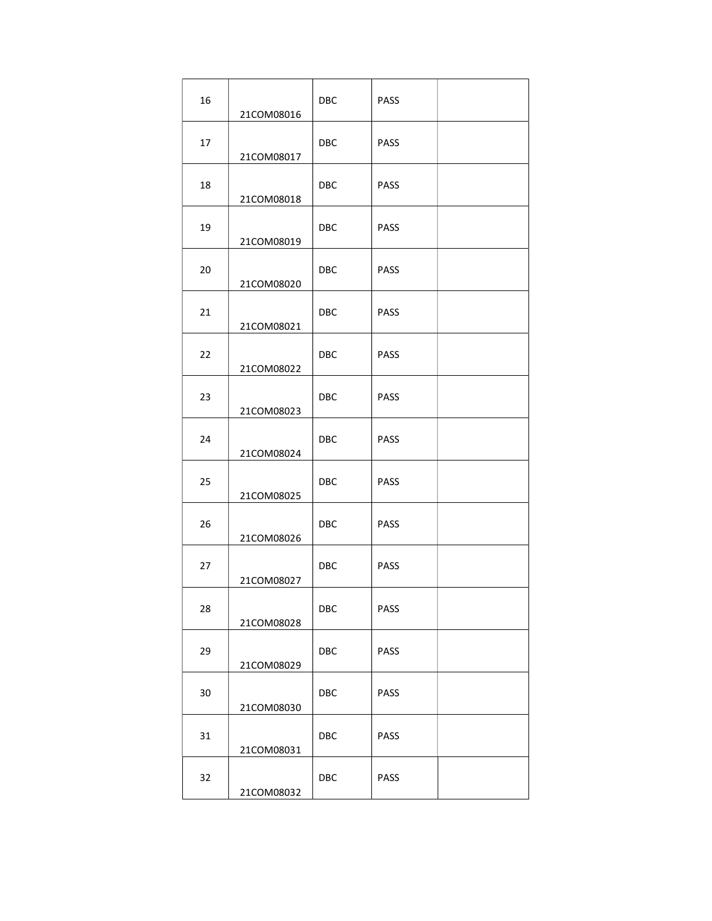| | | | | |
|---|---|---|---|---|
| 16 | 21COM08016 | DBC | PASS | |
| 17 | 21COM08017 | DBC | PASS | |
| 18 | 21COM08018 | DBC | PASS | |
| 19 | 21COM08019 | DBC | PASS | |
| 20 | 21COM08020 | DBC | PASS | |
| 21 | 21COM08021 | DBC | PASS | |
| 22 | 21COM08022 | DBC | PASS | |
| 23 | 21COM08023 | DBC | PASS | |
| 24 | 21COM08024 | DBC | PASS | |
| 25 | 21COM08025 | DBC | PASS | |
| 26 | 21COM08026 | DBC | PASS | |
| 27 | 21COM08027 | DBC | PASS | |
| 28 | 21COM08028 | DBC | PASS | |
| 29 | 21COM08029 | DBC | PASS | |
| 30 | 21COM08030 | DBC | PASS | |
| 31 | 21COM08031 | DBC | PASS | |
| 32 | 21COM08032 | DBC | PASS | |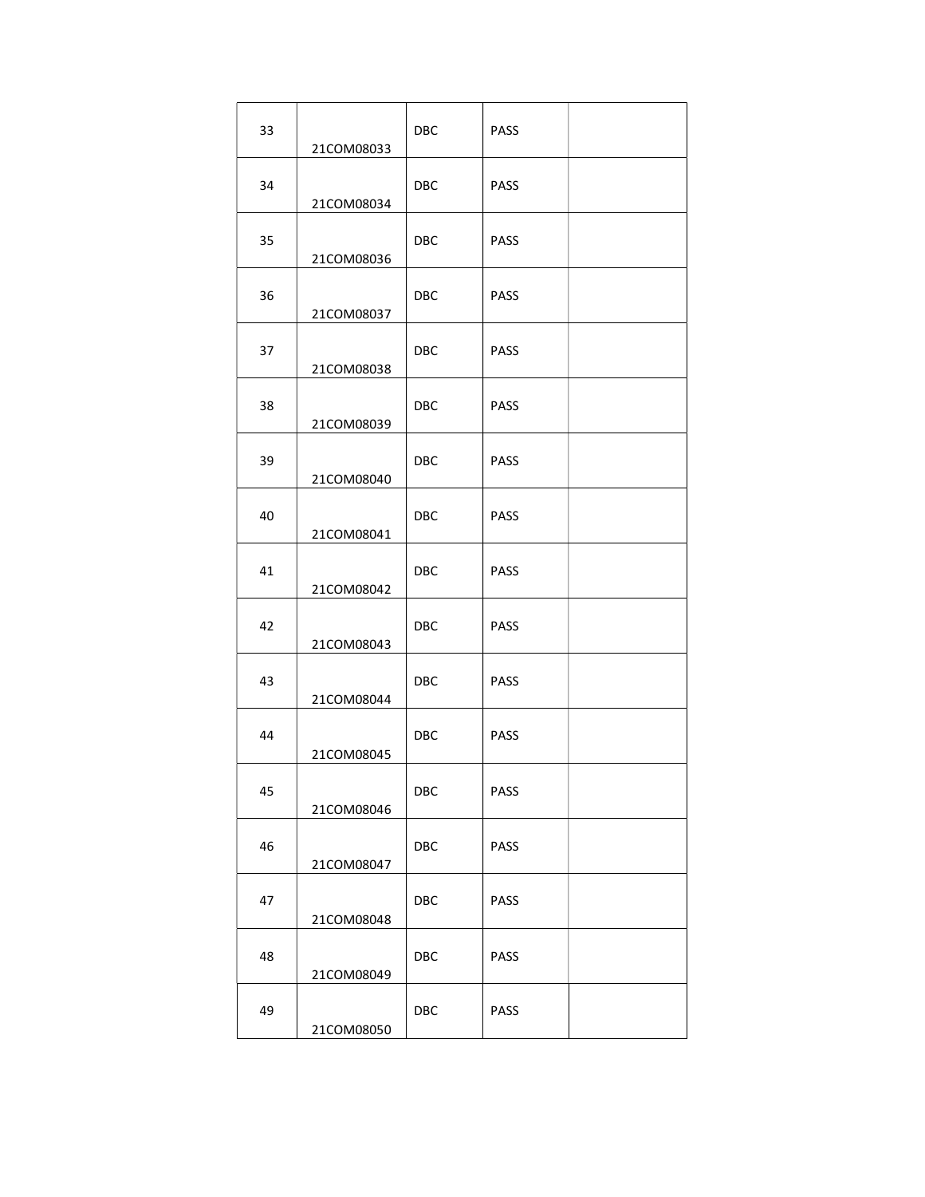| 33 | 21COM08033 | DBC | PASS | |
|---|---|---|---|---|
| 34 | 21COM08034 | DBC | PASS | |
| 35 | 21COM08036 | DBC | PASS | |
| 36 | 21COM08037 | DBC | PASS | |
| 37 | 21COM08038 | DBC | PASS | |
| 38 | 21COM08039 | DBC | PASS | |
| 39 | 21COM08040 | DBC | PASS | |
| 40 | 21COM08041 | DBC | PASS | |
| 41 | 21COM08042 | DBC | PASS | |
| 42 | 21COM08043 | DBC | PASS | |
| 43 | 21COM08044 | DBC | PASS | |
| 44 | 21COM08045 | DBC | PASS | |
| 45 | 21COM08046 | DBC | PASS | |
| 46 | 21COM08047 | DBC | PASS | |
| 47 | 21COM08048 | DBC | PASS | |
| 48 | 21COM08049 | DBC | PASS | |
| 49 | 21COM08050 | DBC | PASS | |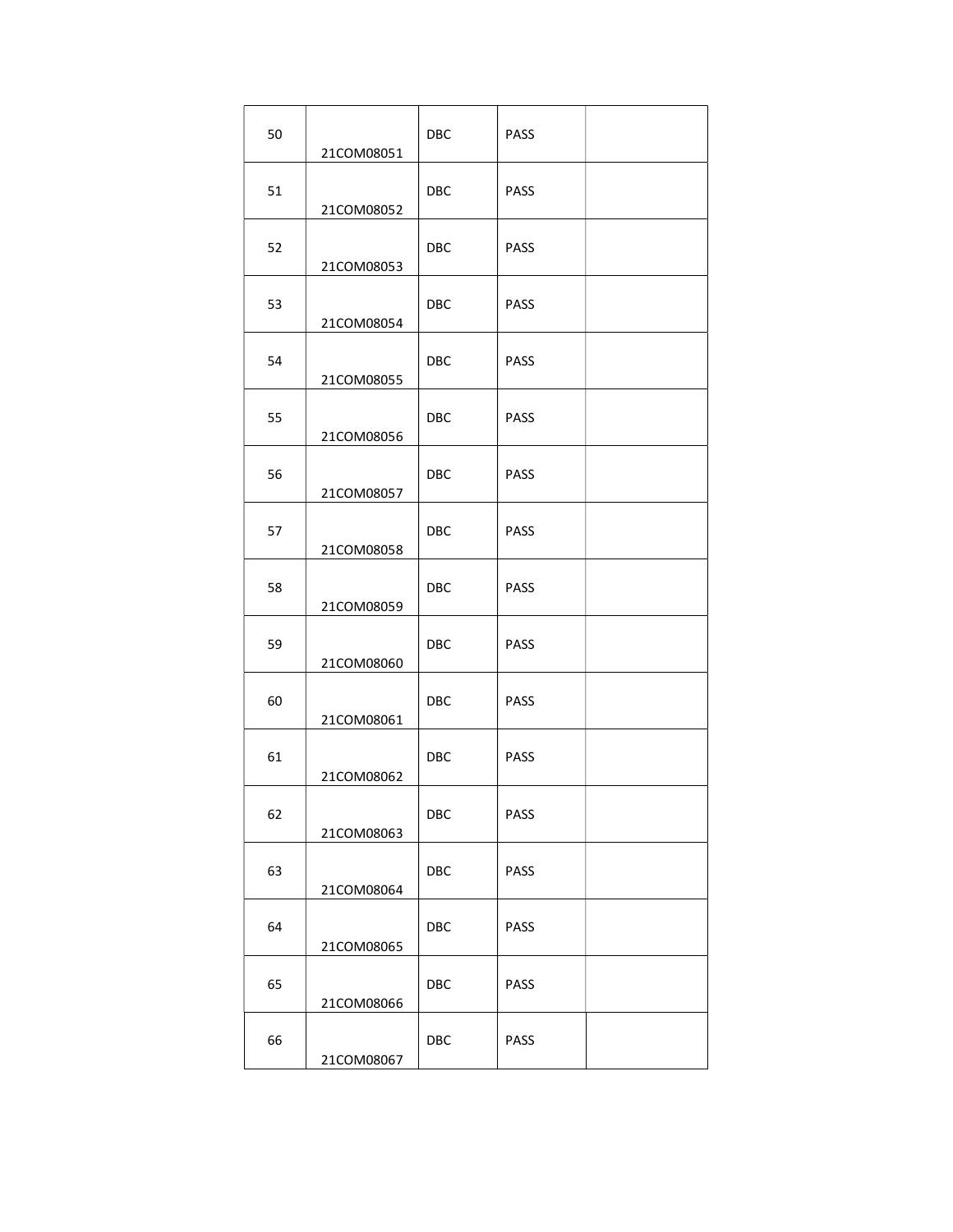| | | | | |
|---|---|---|---|---|
| 50 | 21COM08051 | DBC | PASS | |
| 51 | 21COM08052 | DBC | PASS | |
| 52 | 21COM08053 | DBC | PASS | |
| 53 | 21COM08054 | DBC | PASS | |
| 54 | 21COM08055 | DBC | PASS | |
| 55 | 21COM08056 | DBC | PASS | |
| 56 | 21COM08057 | DBC | PASS | |
| 57 | 21COM08058 | DBC | PASS | |
| 58 | 21COM08059 | DBC | PASS | |
| 59 | 21COM08060 | DBC | PASS | |
| 60 | 21COM08061 | DBC | PASS | |
| 61 | 21COM08062 | DBC | PASS | |
| 62 | 21COM08063 | DBC | PASS | |
| 63 | 21COM08064 | DBC | PASS | |
| 64 | 21COM08065 | DBC | PASS | |
| 65 | 21COM08066 | DBC | PASS | |
| 66 | 21COM08067 | DBC | PASS | |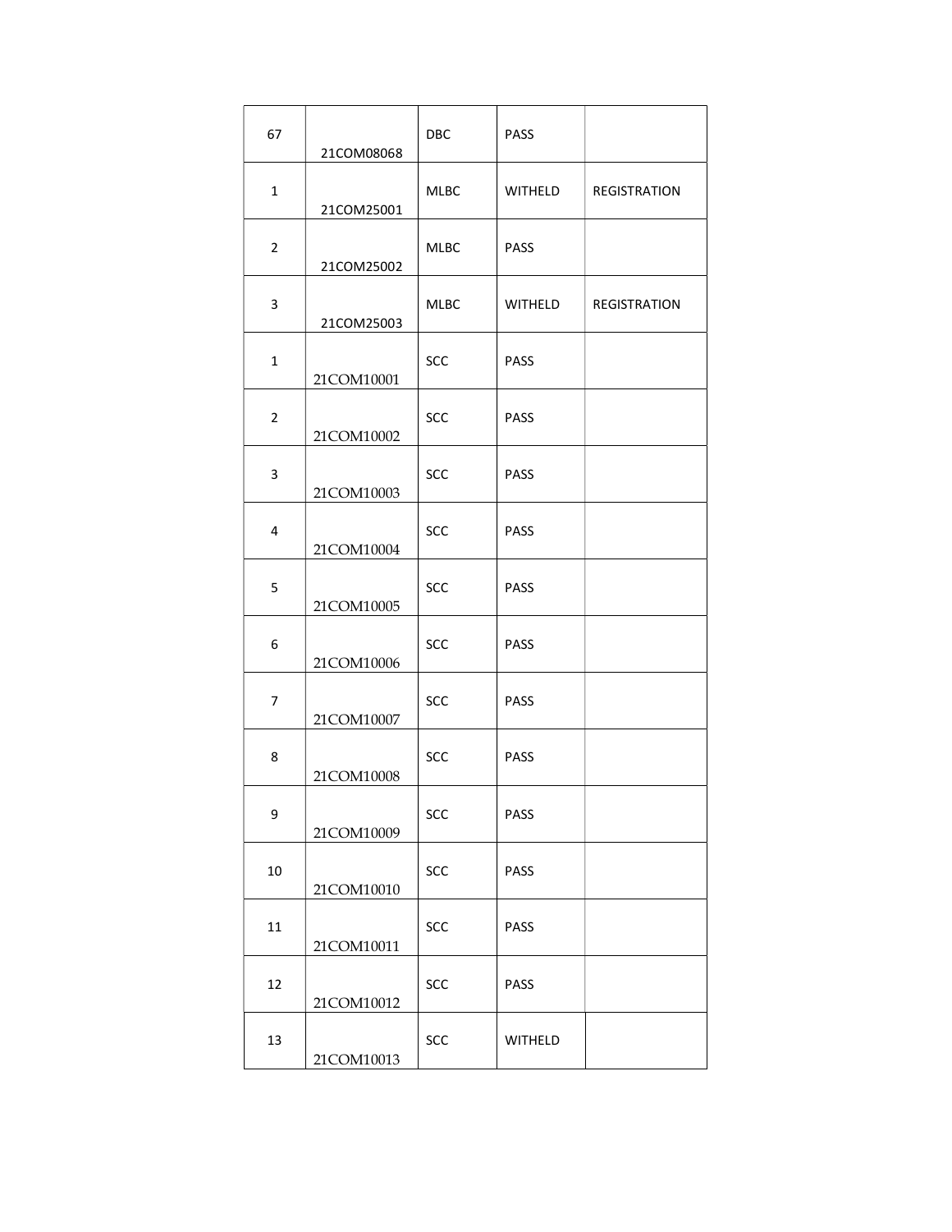| 67 | 21COM08068 | DBC | PASS | |
|---|---|---|---|---|
| 1 | 21COM25001 | MLBC | WITHELD | REGISTRATION |
| 2 | 21COM25002 | MLBC | PASS | |
| 3 | 21COM25003 | MLBC | WITHELD | REGISTRATION |
| 1 | 21COM10001 | SCC | PASS | |
| 2 | 21COM10002 | SCC | PASS | |
| 3 | 21COM10003 | SCC | PASS | |
| 4 | 21COM10004 | SCC | PASS | |
| 5 | 21COM10005 | SCC | PASS | |
| 6 | 21COM10006 | SCC | PASS | |
| 7 | 21COM10007 | SCC | PASS | |
| 8 | 21COM10008 | SCC | PASS | |
| 9 | 21COM10009 | SCC | PASS | |
| 10 | 21COM10010 | SCC | PASS | |
| 11 | 21COM10011 | SCC | PASS | |
| 12 | 21COM10012 | SCC | PASS | |
| 13 | 21COM10013 | SCC | WITHELD | |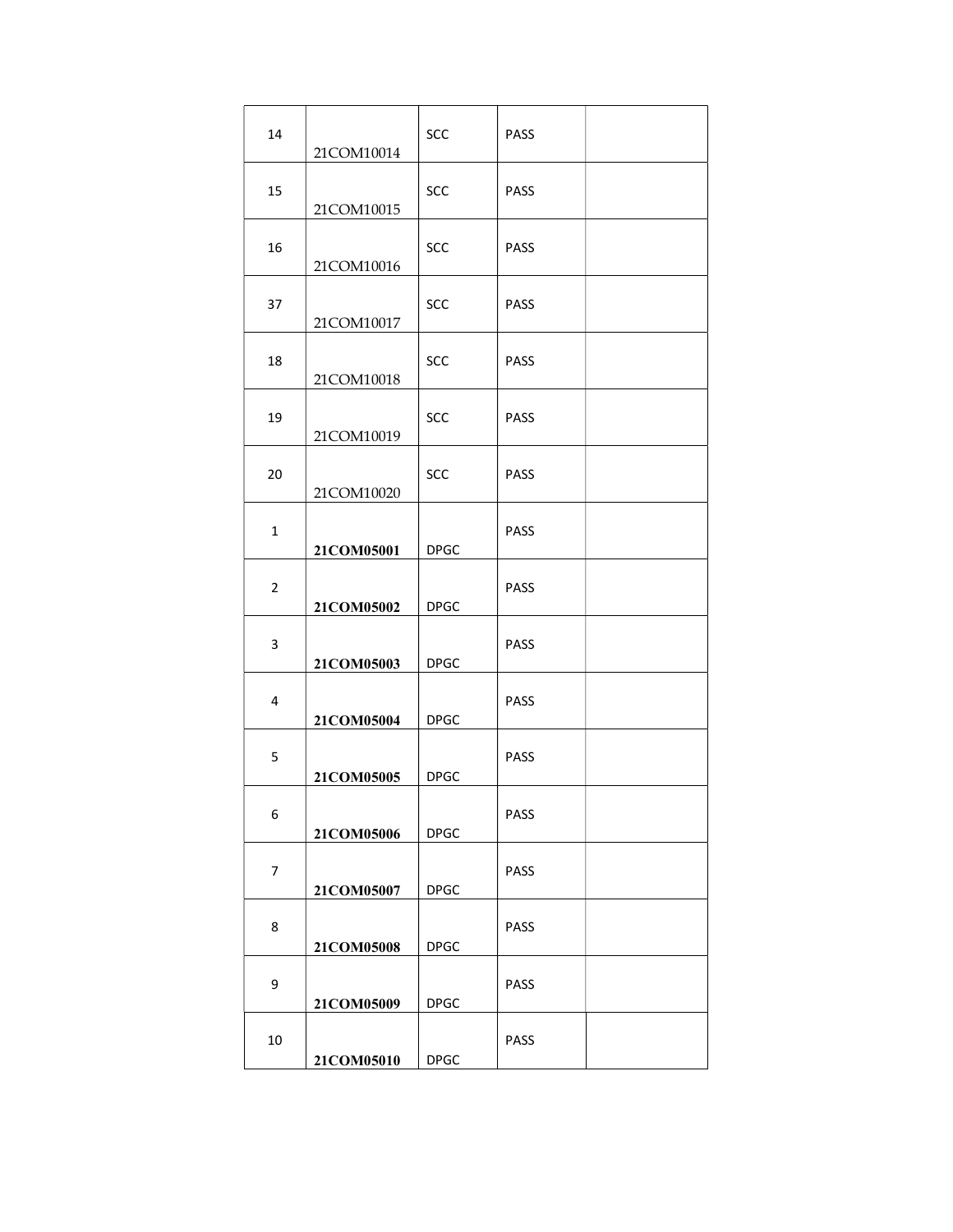| 14 | 21COM10014 | SCC | PASS | |
|---|---|---|---|---|
| 15 | 21COM10015 | SCC | PASS | |
| 16 | 21COM10016 | SCC | PASS | |
| 37 | 21COM10017 | SCC | PASS | |
| 18 | 21COM10018 | SCC | PASS | |
| 19 | 21COM10019 | SCC | PASS | |
| 20 | 21COM10020 | SCC | PASS | |
| 1 | **21COM05001** | DPGC | PASS | |
| 2 | **21COM05002** | DPGC | PASS | |
| 3 | **21COM05003** | DPGC | PASS | |
| 4 | **21COM05004** | DPGC | PASS | |
| 5 | **21COM05005** | DPGC | PASS | |
| 6 | **21COM05006** | DPGC | PASS | |
| 7 | **21COM05007** | DPGC | PASS | |
| 8 | **21COM05008** | DPGC | PASS | |
| 9 | **21COM05009** | DPGC | PASS | |
| 10 | **21COM05010** | DPGC | PASS | |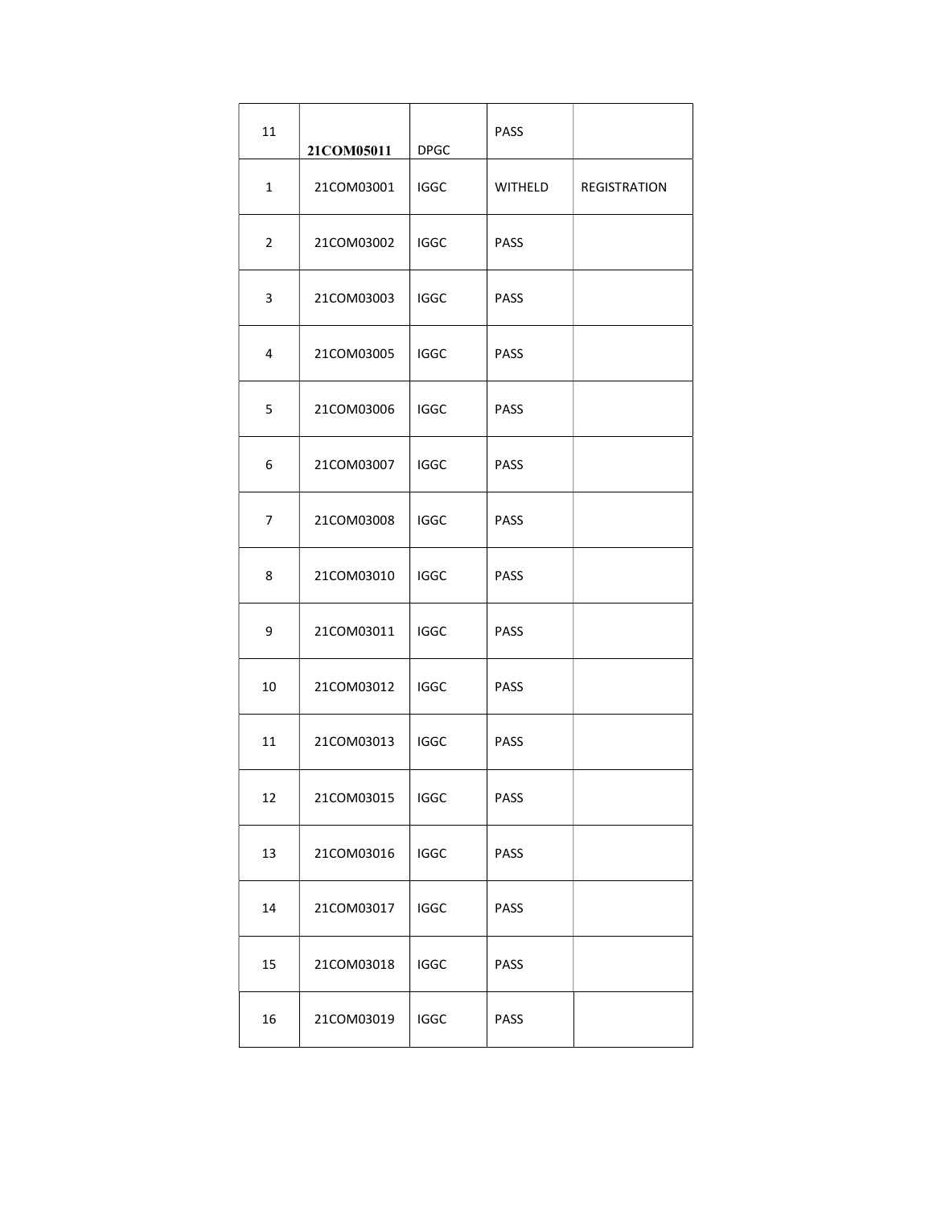| 11 | 21COM05011 | DPGC | PASS | |
|---|---|---|---|---|
| 1 | 21COM03001 | IGGC | WITHELD | REGISTRATION |
| 2 | 21COM03002 | IGGC | PASS | |
| 3 | 21COM03003 | IGGC | PASS | |
| 4 | 21COM03005 | IGGC | PASS | |
| 5 | 21COM03006 | IGGC | PASS | |
| 6 | 21COM03007 | IGGC | PASS | |
| 7 | 21COM03008 | IGGC | PASS | |
| 8 | 21COM03010 | IGGC | PASS | |
| 9 | 21COM03011 | IGGC | PASS | |
| 10 | 21COM03012 | IGGC | PASS | |
| 11 | 21COM03013 | IGGC | PASS | |
| 12 | 21COM03015 | IGGC | PASS | |
| 13 | 21COM03016 | IGGC | PASS | |
| 14 | 21COM03017 | IGGC | PASS | |
| 15 | 21COM03018 | IGGC | PASS | |
| 16 | 21COM03019 | IGGC | PASS | |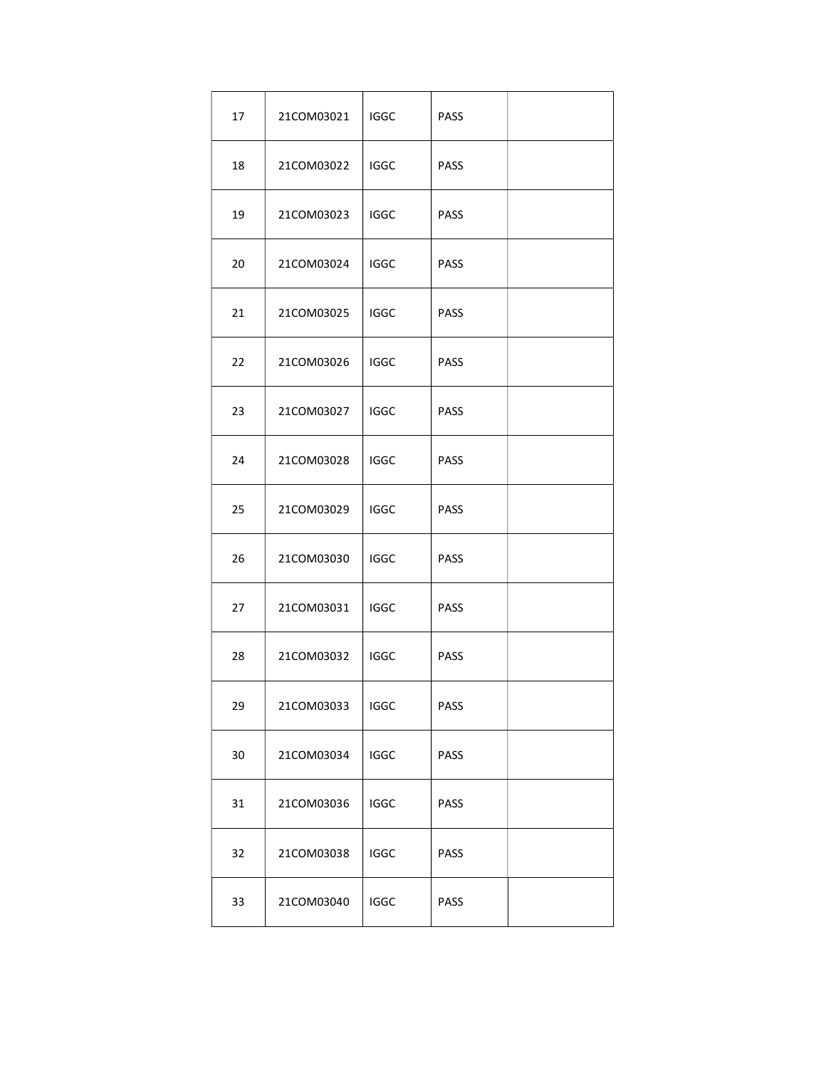| | | | | |
|---|---|---|---|---|
| 17 | 21COM03021 | IGGC | PASS | |
| 18 | 21COM03022 | IGGC | PASS | |
| 19 | 21COM03023 | IGGC | PASS | |
| 20 | 21COM03024 | IGGC | PASS | |
| 21 | 21COM03025 | IGGC | PASS | |
| 22 | 21COM03026 | IGGC | PASS | |
| 23 | 21COM03027 | IGGC | PASS | |
| 24 | 21COM03028 | IGGC | PASS | |
| 25 | 21COM03029 | IGGC | PASS | |
| 26 | 21COM03030 | IGGC | PASS | |
| 27 | 21COM03031 | IGGC | PASS | |
| 28 | 21COM03032 | IGGC | PASS | |
| 29 | 21COM03033 | IGGC | PASS | |
| 30 | 21COM03034 | IGGC | PASS | |
| 31 | 21COM03036 | IGGC | PASS | |
| 32 | 21COM03038 | IGGC | PASS | |
| 33 | 21COM03040 | IGGC | PASS | |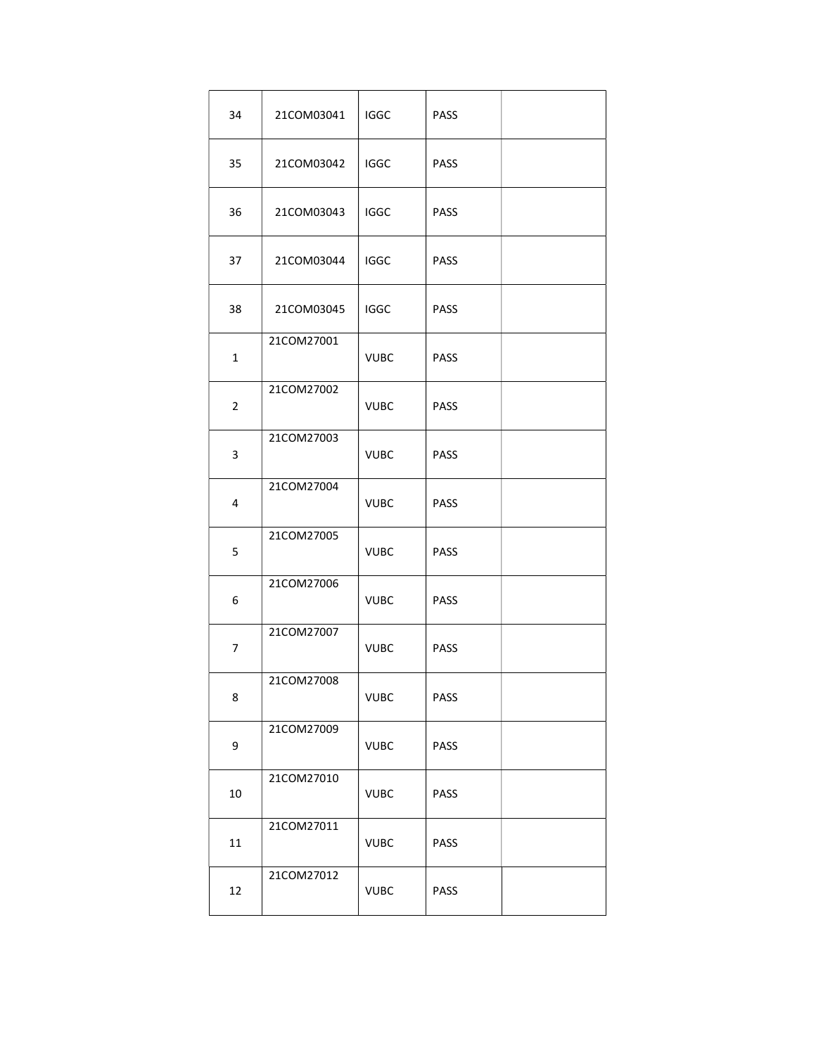| 34 | 21COM03041 | IGGC | PASS | |
|---|---|---|---|---|
| 35 | 21COM03042 | IGGC | PASS | |
| 36 | 21COM03043 | IGGC | PASS | |
| 37 | 21COM03044 | IGGC | PASS | |
| 38 | 21COM03045 | IGGC | PASS | |
| 1 | 21COM27001 | VUBC | PASS | |
| 2 | 21COM27002 | VUBC | PASS | |
| 3 | 21COM27003 | VUBC | PASS | |
| 4 | 21COM27004 | VUBC | PASS | |
| 5 | 21COM27005 | VUBC | PASS | |
| 6 | 21COM27006 | VUBC | PASS | |
| 7 | 21COM27007 | VUBC | PASS | |
| 8 | 21COM27008 | VUBC | PASS | |
| 9 | 21COM27009 | VUBC | PASS | |
| 10 | 21COM27010 | VUBC | PASS | |
| 11 | 21COM27011 | VUBC | PASS | |
| 12 | 21COM27012 | VUBC | PASS | |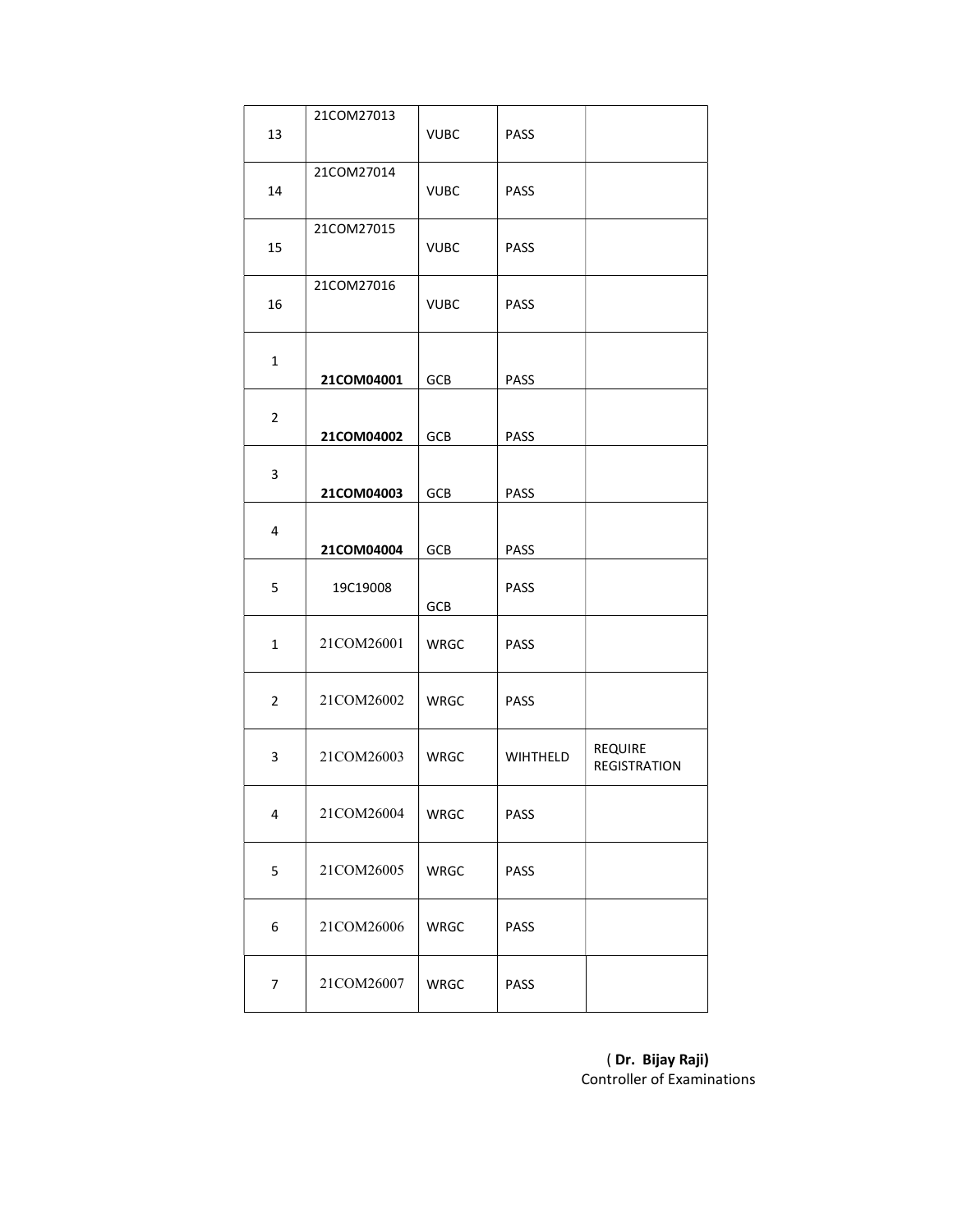| | | | | |
|---|---|---|---|---|
| 13 | 21COM27013 | VUBC | PASS | |
| 14 | 21COM27014 | VUBC | PASS | |
| 15 | 21COM27015 | VUBC | PASS | |
| 16 | 21COM27016 | VUBC | PASS | |
| 1 | **21COM04001** | GCB | PASS | |
| 2 | **21COM04002** | GCB | PASS | |
| 3 | **21COM04003** | GCB | PASS | |
| 4 | **21COM04004** | GCB | PASS | |
| 5 | 19C19008 | GCB | PASS | |
| 1 | 21COM26001 | WRGC | PASS | |
| 2 | 21COM26002 | WRGC | PASS | |
| 3 | 21COM26003 | WRGC | WIHTHELD | REQUIRE REGISTRATION |
| 4 | 21COM26004 | WRGC | PASS | |
| 5 | 21COM26005 | WRGC | PASS | |
| 6 | 21COM26006 | WRGC | PASS | |
| 7 | 21COM26007 | WRGC | PASS | |

( **Dr. Bijay Raji)**
Controller of Examinations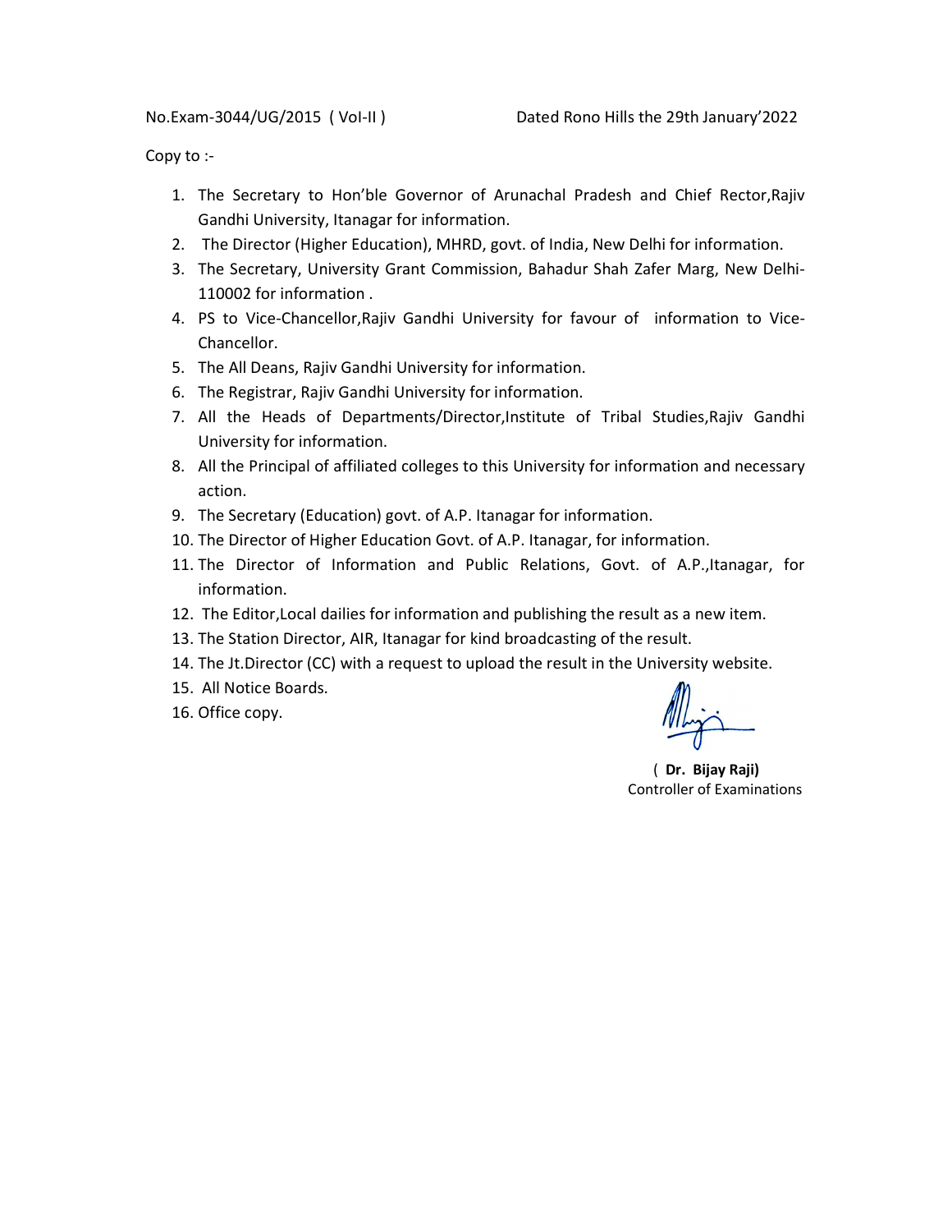No.Exam-3044/UG/2015 ( Vol-II ) Dated Rono Hills the 29th January'2022

Copy to :-

1. The Secretary to Hon'ble Governor of Arunachal Pradesh and Chief Rector,Rajiv Gandhi University, Itanagar for information.
2. The Director (Higher Education), MHRD, govt. of India, New Delhi for information.
3. The Secretary, University Grant Commission, Bahadur Shah Zafer Marg, New Delhi-110002 for information .
4. PS to Vice-Chancellor,Rajiv Gandhi University for favour of information to Vice-Chancellor.
5. The All Deans, Rajiv Gandhi University for information.
6. The Registrar, Rajiv Gandhi University for information.
7. All the Heads of Departments/Director,Institute of Tribal Studies,Rajiv Gandhi University for information.
8. All the Principal of affiliated colleges to this University for information and necessary action.
9. The Secretary (Education) govt. of A.P. Itanagar for information.
10. The Director of Higher Education Govt. of A.P. Itanagar, for information.
11. The Director of Information and Public Relations, Govt. of A.P.,Itanagar, for information.
12. The Editor,Local dailies for information and publishing the result as a new item.
13. The Station Director, AIR, Itanagar for kind broadcasting of the result.
14. The Jt.Director (CC) with a request to upload the result in the University website.
15. All Notice Boards.
16. Office copy.

( **Dr. Bijay Raji)**
Controller of Examinations